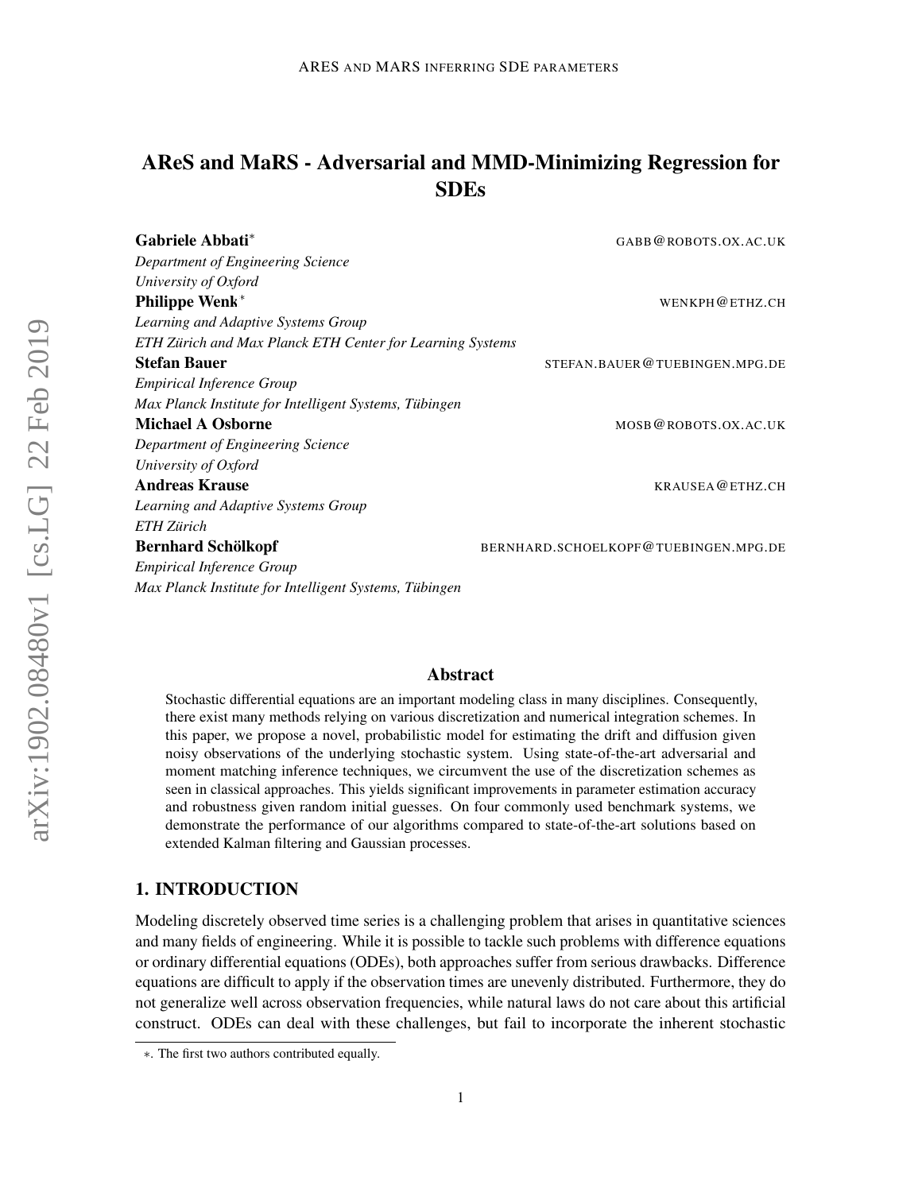# AReS and MaRS - Adversarial and MMD-Minimizing Regression for SDEs

**Gabriele Abbati*** GABB@ROBOTS.OX.AC.UK
*Department of Engineering Science*
*University of Oxford*

**Philippe Wenk*** WENKPH@ETHZ.CH
*Learning and Adaptive Systems Group*
*ETH Zürich and Max Planck ETH Center for Learning Systems*

**Stefan Bauer** STEFAN.BAUER@TUEBINGEN.MPG.DE
*Empirical Inference Group*
*Max Planck Institute for Intelligent Systems, Tübingen*

**Michael A Osborne** MOSB@ROBOTS.OX.AC.UK
*Department of Engineering Science*
*University of Oxford*

**Andreas Krause** KRAUSEA@ETHZ.CH
*Learning and Adaptive Systems Group*
*ETH Zürich*

**Bernhard Schölkopf** BERNHARD.SCHOELKOPF@TUEBINGEN.MPG.DE
*Empirical Inference Group*
*Max Planck Institute for Intelligent Systems, Tübingen*

## Abstract

Stochastic differential equations are an important modeling class in many disciplines. Consequently, there exist many methods relying on various discretization and numerical integration schemes. In this paper, we propose a novel, probabilistic model for estimating the drift and diffusion given noisy observations of the underlying stochastic system. Using state-of-the-art adversarial and moment matching inference techniques, we circumvent the use of the discretization schemes as seen in classical approaches. This yields significant improvements in parameter estimation accuracy and robustness given random initial guesses. On four commonly used benchmark systems, we demonstrate the performance of our algorithms compared to state-of-the-art solutions based on extended Kalman filtering and Gaussian processes.

## 1. INTRODUCTION

Modeling discretely observed time series is a challenging problem that arises in quantitative sciences and many fields of engineering. While it is possible to tackle such problems with difference equations or ordinary differential equations (ODEs), both approaches suffer from serious drawbacks. Difference equations are difficult to apply if the observation times are unevenly distributed. Furthermore, they do not generalize well across observation frequencies, while natural laws do not care about this artificial construct. ODEs can deal with these challenges, but fail to incorporate the inherent stochastic

*. The first two authors contributed equally.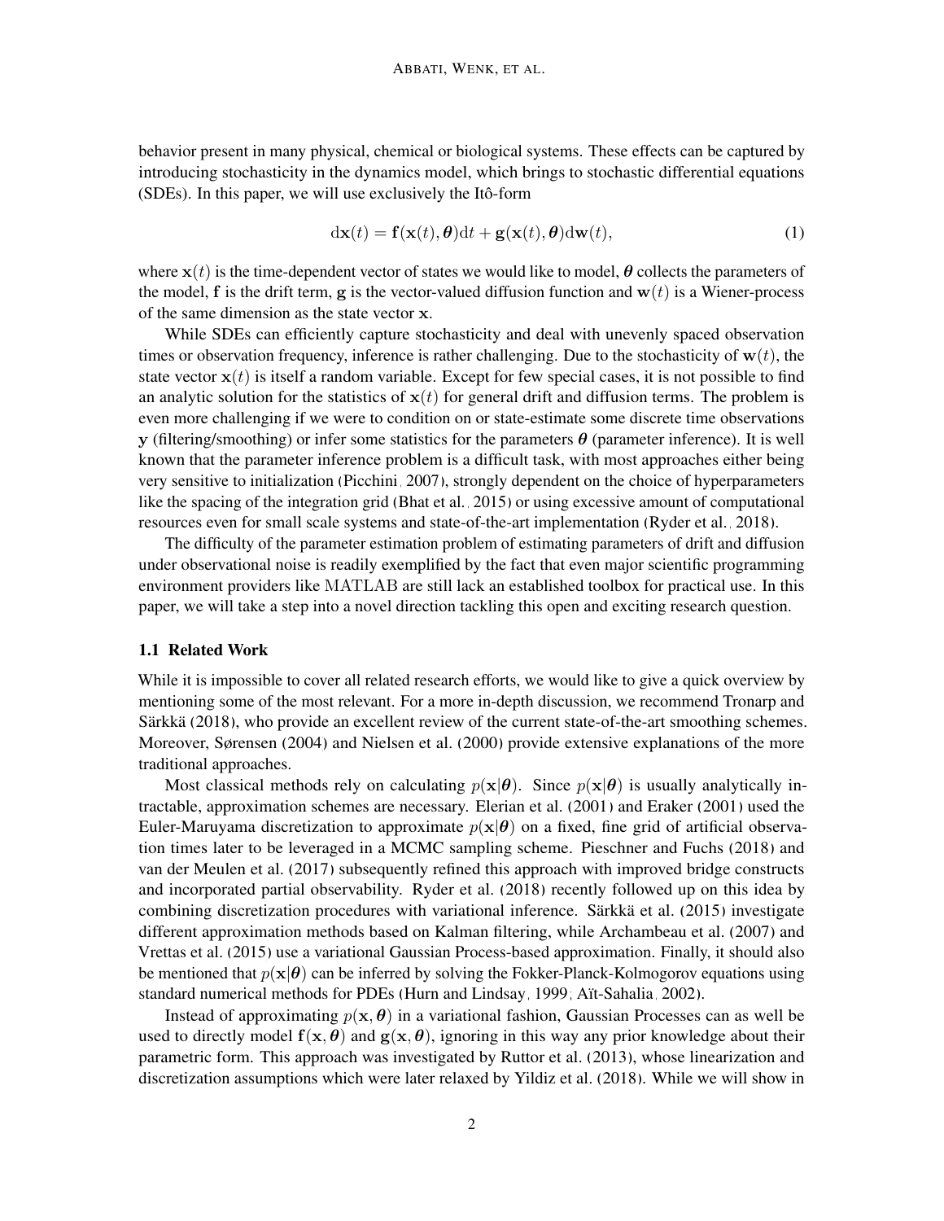behavior present in many physical, chemical or biological systems. These effects can be captured by introducing stochasticity in the dynamics model, which brings to stochastic differential equations (SDEs). In this paper, we will use exclusively the Itô-form

$$\mathrm{d}\mathbf{x}(t) = \mathbf{f}(\mathbf{x}(t), \boldsymbol{\theta})\mathrm{d}t + \mathbf{g}(\mathbf{x}(t), \boldsymbol{\theta})\mathrm{d}\mathbf{w}(t), \tag{1}$$

where $\mathbf{x}(t)$ is the time-dependent vector of states we would like to model, $\boldsymbol{\theta}$ collects the parameters of the model, $\mathbf{f}$ is the drift term, $\mathbf{g}$ is the vector-valued diffusion function and $\mathbf{w}(t)$ is a Wiener-process of the same dimension as the state vector $\mathbf{x}$.

While SDEs can efficiently capture stochasticity and deal with unevenly spaced observation times or observation frequency, inference is rather challenging. Due to the stochasticity of $\mathbf{w}(t)$, the state vector $\mathbf{x}(t)$ is itself a random variable. Except for few special cases, it is not possible to find an analytic solution for the statistics of $\mathbf{x}(t)$ for general drift and diffusion terms. The problem is even more challenging if we were to condition on or state-estimate some discrete time observations $\mathbf{y}$ (filtering/smoothing) or infer some statistics for the parameters $\boldsymbol{\theta}$ (parameter inference). It is well known that the parameter inference problem is a difficult task, with most approaches either being very sensitive to initialization (Picchini, 2007), strongly dependent on the choice of hyperparameters like the spacing of the integration grid (Bhat et al., 2015) or using excessive amount of computational resources even for small scale systems and state-of-the-art implementation (Ryder et al., 2018).

The difficulty of the parameter estimation problem of estimating parameters of drift and diffusion under observational noise is readily exemplified by the fact that even major scientific programming environment providers like MATLAB are still lack an established toolbox for practical use. In this paper, we will take a step into a novel direction tackling this open and exciting research question.

### 1.1 Related Work

While it is impossible to cover all related research efforts, we would like to give a quick overview by mentioning some of the most relevant. For a more in-depth discussion, we recommend Tronarp and Särkkä (2018), who provide an excellent review of the current state-of-the-art smoothing schemes. Moreover, Sørensen (2004) and Nielsen et al. (2000) provide extensive explanations of the more traditional approaches.

Most classical methods rely on calculating $p(\mathbf{x}|\boldsymbol{\theta})$. Since $p(\mathbf{x}|\boldsymbol{\theta})$ is usually analytically intractable, approximation schemes are necessary. Elerian et al. (2001) and Eraker (2001) used the Euler-Maruyama discretization to approximate $p(\mathbf{x}|\boldsymbol{\theta})$ on a fixed, fine grid of artificial observation times later to be leveraged in a MCMC sampling scheme. Pieschner and Fuchs (2018) and van der Meulen et al. (2017) subsequently refined this approach with improved bridge constructs and incorporated partial observability. Ryder et al. (2018) recently followed up on this idea by combining discretization procedures with variational inference. Särkkä et al. (2015) investigate different approximation methods based on Kalman filtering, while Archambeau et al. (2007) and Vrettas et al. (2015) use a variational Gaussian Process-based approximation. Finally, it should also be mentioned that $p(\mathbf{x}|\boldsymbol{\theta})$ can be inferred by solving the Fokker-Planck-Kolmogorov equations using standard numerical methods for PDEs (Hurn and Lindsay, 1999; Aït-Sahalia, 2002).

Instead of approximating $p(\mathbf{x}, \boldsymbol{\theta})$ in a variational fashion, Gaussian Processes can as well be used to directly model $\mathbf{f}(\mathbf{x}, \boldsymbol{\theta})$ and $\mathbf{g}(\mathbf{x}, \boldsymbol{\theta})$, ignoring in this way any prior knowledge about their parametric form. This approach was investigated by Ruttor et al. (2013), whose linearization and discretization assumptions which were later relaxed by Yildiz et al. (2018). While we will show in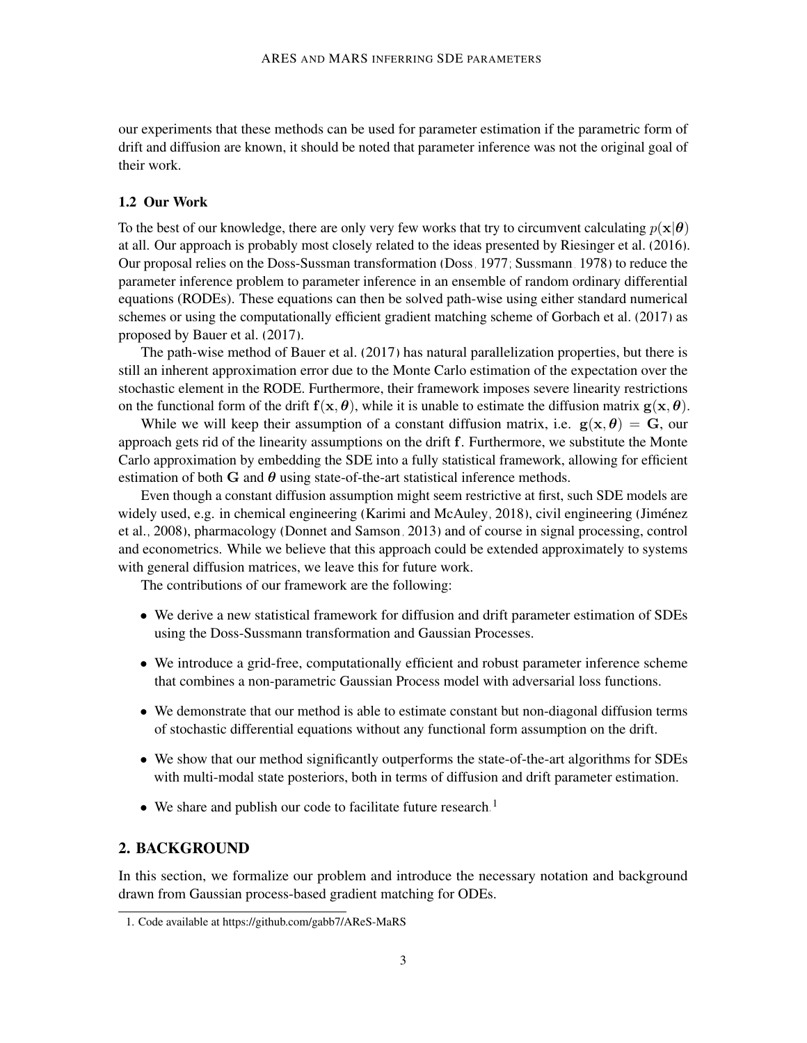our experiments that these methods can be used for parameter estimation if the parametric form of drift and diffusion are known, it should be noted that parameter inference was not the original goal of their work.

### 1.2 Our Work

To the best of our knowledge, there are only very few works that try to circumvent calculating $p(\mathbf{x}|\boldsymbol{\theta})$ at all. Our approach is probably most closely related to the ideas presented by Riesinger et al. (2016). Our proposal relies on the Doss-Sussman transformation (Doss, 1977; Sussmann, 1978) to reduce the parameter inference problem to parameter inference in an ensemble of random ordinary differential equations (RODEs). These equations can then be solved path-wise using either standard numerical schemes or using the computationally efficient gradient matching scheme of Gorbach et al. (2017) as proposed by Bauer et al. (2017).

The path-wise method of Bauer et al. (2017) has natural parallelization properties, but there is still an inherent approximation error due to the Monte Carlo estimation of the expectation over the stochastic element in the RODE. Furthermore, their framework imposes severe linearity restrictions on the functional form of the drift $\mathbf{f}(\mathbf{x}, \boldsymbol{\theta})$, while it is unable to estimate the diffusion matrix $\mathbf{g}(\mathbf{x}, \boldsymbol{\theta})$.

While we will keep their assumption of a constant diffusion matrix, i.e. $\mathbf{g}(\mathbf{x}, \boldsymbol{\theta}) = \mathbf{G}$, our approach gets rid of the linearity assumptions on the drift $\mathbf{f}$. Furthermore, we substitute the Monte Carlo approximation by embedding the SDE into a fully statistical framework, allowing for efficient estimation of both $\mathbf{G}$ and $\boldsymbol{\theta}$ using state-of-the-art statistical inference methods.

Even though a constant diffusion assumption might seem restrictive at first, such SDE models are widely used, e.g. in chemical engineering (Karimi and McAuley, 2018), civil engineering (Jiménez et al., 2008), pharmacology (Donnet and Samson, 2013) and of course in signal processing, control and econometrics. While we believe that this approach could be extended approximately to systems with general diffusion matrices, we leave this for future work.

The contributions of our framework are the following:

- We derive a new statistical framework for diffusion and drift parameter estimation of SDEs using the Doss-Sussmann transformation and Gaussian Processes.
- We introduce a grid-free, computationally efficient and robust parameter inference scheme that combines a non-parametric Gaussian Process model with adversarial loss functions.
- We demonstrate that our method is able to estimate constant but non-diagonal diffusion terms of stochastic differential equations without any functional form assumption on the drift.
- We show that our method significantly outperforms the state-of-the-art algorithms for SDEs with multi-modal state posteriors, both in terms of diffusion and drift parameter estimation.
- We share and publish our code to facilitate future research.[1]

## 2. BACKGROUND

In this section, we formalize our problem and introduce the necessary notation and background drawn from Gaussian process-based gradient matching for ODEs.

1. Code available at https://github.com/gabb7/AReS-MaRS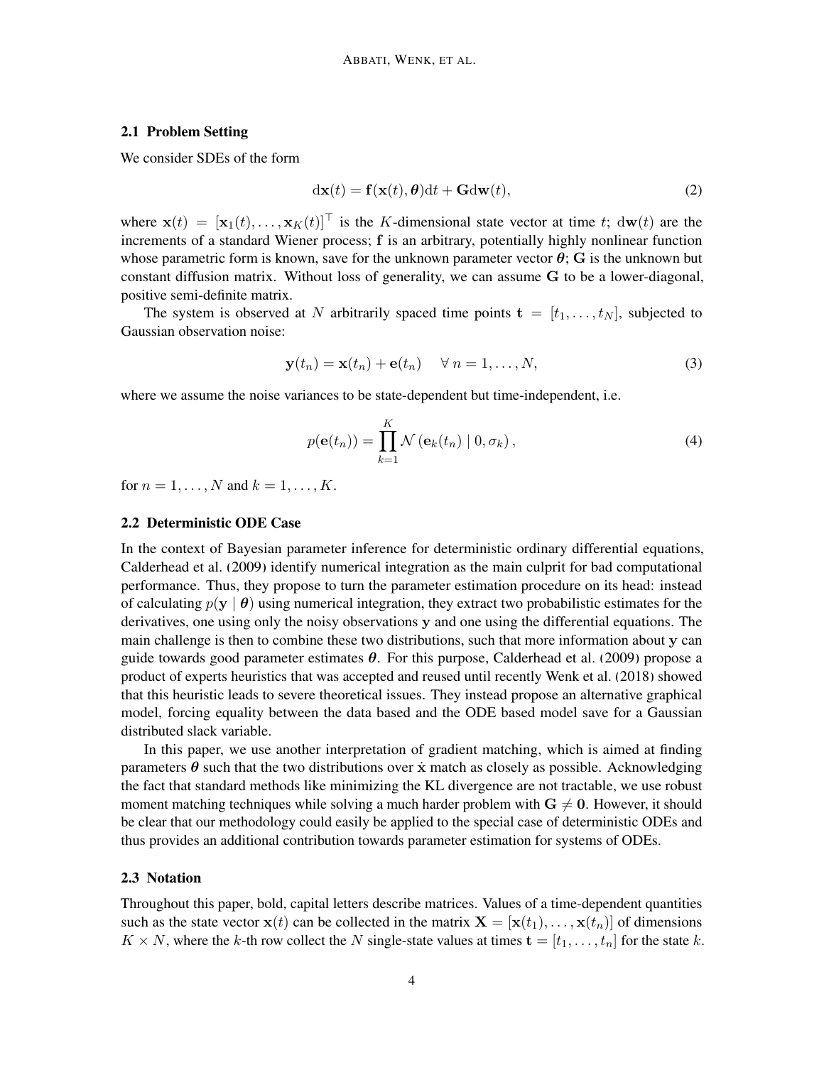### 2.1 Problem Setting

We consider SDEs of the form

$$\mathrm{d}\mathbf{x}(t) = \mathbf{f}(\mathbf{x}(t), \boldsymbol{\theta})\mathrm{d}t + \mathbf{G}\mathrm{d}\mathbf{w}(t), \tag{2}$$

where $\mathbf{x}(t) = [\mathbf{x}_1(t), \ldots, \mathbf{x}_K(t)]^\top$ is the $K$-dimensional state vector at time $t$; $\mathrm{d}\mathbf{w}(t)$ are the increments of a standard Wiener process; $\mathbf{f}$ is an arbitrary, potentially highly nonlinear function whose parametric form is known, save for the unknown parameter vector $\boldsymbol{\theta}$; $\mathbf{G}$ is the unknown but constant diffusion matrix. Without loss of generality, we can assume $\mathbf{G}$ to be a lower-diagonal, positive semi-definite matrix.

The system is observed at $N$ arbitrarily spaced time points $\mathbf{t} = [t_1, \ldots, t_N]$, subjected to Gaussian observation noise:

$$\mathbf{y}(t_n) = \mathbf{x}(t_n) + \mathbf{e}(t_n) \quad \forall\, n = 1, \ldots, N, \tag{3}$$

where we assume the noise variances to be state-dependent but time-independent, i.e.

$$p(\mathbf{e}(t_n)) = \prod_{k=1}^{K} \mathcal{N}\left(\mathbf{e}_k(t_n) \mid 0, \sigma_k\right), \tag{4}$$

for $n = 1, \ldots, N$ and $k = 1, \ldots, K$.

### 2.2 Deterministic ODE Case

In the context of Bayesian parameter inference for deterministic ordinary differential equations, Calderhead et al. (2009) identify numerical integration as the main culprit for bad computational performance. Thus, they propose to turn the parameter estimation procedure on its head: instead of calculating $p(\mathbf{y} \mid \boldsymbol{\theta})$ using numerical integration, they extract two probabilistic estimates for the derivatives, one using only the noisy observations $\mathbf{y}$ and one using the differential equations. The main challenge is then to combine these two distributions, such that more information about $\mathbf{y}$ can guide towards good parameter estimates $\boldsymbol{\theta}$. For this purpose, Calderhead et al. (2009) propose a product of experts heuristics that was accepted and reused until recently Wenk et al. (2018) showed that this heuristic leads to severe theoretical issues. They instead propose an alternative graphical model, forcing equality between the data based and the ODE based model save for a Gaussian distributed slack variable.

In this paper, we use another interpretation of gradient matching, which is aimed at finding parameters $\boldsymbol{\theta}$ such that the two distributions over $\dot{\mathbf{x}}$ match as closely as possible. Acknowledging the fact that standard methods like minimizing the KL divergence are not tractable, we use robust moment matching techniques while solving a much harder problem with $\mathbf{G} \neq \mathbf{0}$. However, it should be clear that our methodology could easily be applied to the special case of deterministic ODEs and thus provides an additional contribution towards parameter estimation for systems of ODEs.

### 2.3 Notation

Throughout this paper, bold, capital letters describe matrices. Values of a time-dependent quantities such as the state vector $\mathbf{x}(t)$ can be collected in the matrix $\mathbf{X} = [\mathbf{x}(t_1), \ldots, \mathbf{x}(t_n)]$ of dimensions $K \times N$, where the $k$-th row collect the $N$ single-state values at times $\mathbf{t} = [t_1, \ldots, t_n]$ for the state $k$.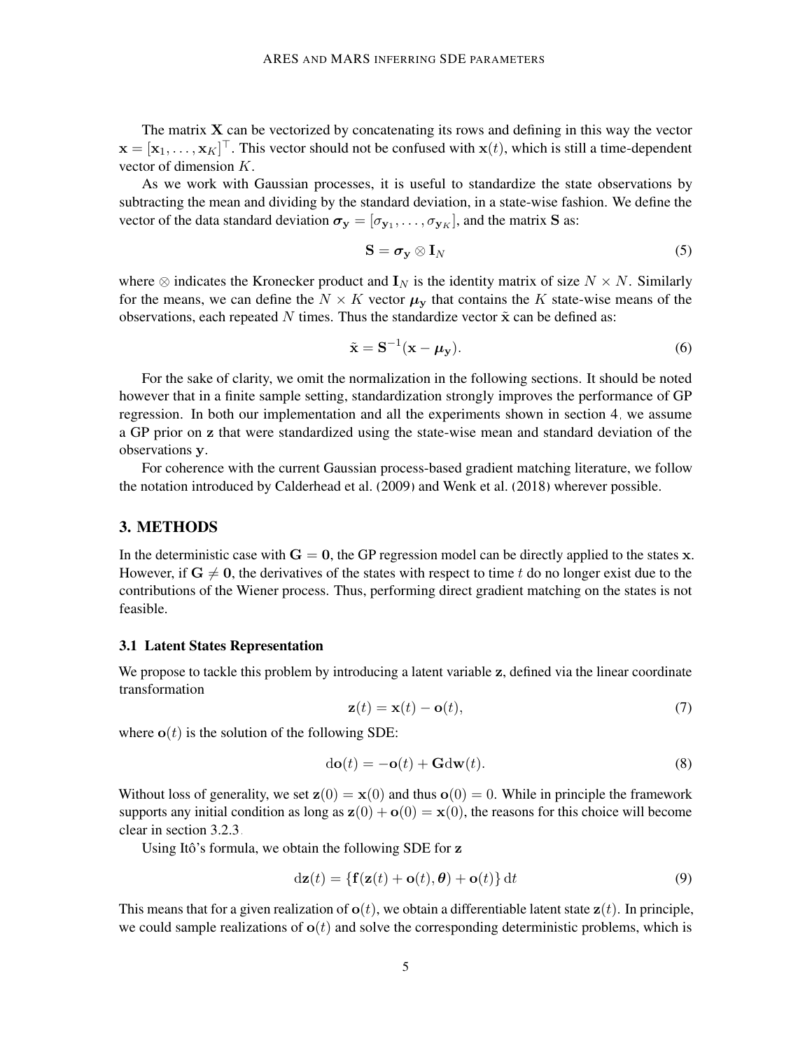The matrix $\mathbf{X}$ can be vectorized by concatenating its rows and defining in this way the vector $\mathbf{x} = [\mathbf{x}_1, \ldots, \mathbf{x}_K]^\top$. This vector should not be confused with $\mathbf{x}(t)$, which is still a time-dependent vector of dimension $K$.

As we work with Gaussian processes, it is useful to standardize the state observations by subtracting the mean and dividing by the standard deviation, in a state-wise fashion. We define the vector of the data standard deviation $\boldsymbol{\sigma}_\mathbf{y} = [\sigma_{\mathbf{y}_1}, \ldots, \sigma_{\mathbf{y}_K}]$, and the matrix $\mathbf{S}$ as:

$$\mathbf{S} = \boldsymbol{\sigma}_\mathbf{y} \otimes \mathbf{I}_N \tag{5}$$

where $\otimes$ indicates the Kronecker product and $\mathbf{I}_N$ is the identity matrix of size $N \times N$. Similarly for the means, we can define the $N \times K$ vector $\boldsymbol{\mu}_\mathbf{y}$ that contains the $K$ state-wise means of the observations, each repeated $N$ times. Thus the standardize vector $\tilde{\mathbf{x}}$ can be defined as:

$$\tilde{\mathbf{x}} = \mathbf{S}^{-1}(\mathbf{x} - \boldsymbol{\mu}_\mathbf{y}). \tag{6}$$

For the sake of clarity, we omit the normalization in the following sections. It should be noted however that in a finite sample setting, standardization strongly improves the performance of GP regression. In both our implementation and all the experiments shown in section 4, we assume a GP prior on $\mathbf{z}$ that were standardized using the state-wise mean and standard deviation of the observations $\mathbf{y}$.

For coherence with the current Gaussian process-based gradient matching literature, we follow the notation introduced by Calderhead et al. (2009) and Wenk et al. (2018) wherever possible.

## 3. METHODS

In the deterministic case with $\mathbf{G} = \mathbf{0}$, the GP regression model can be directly applied to the states $\mathbf{x}$. However, if $\mathbf{G} \neq \mathbf{0}$, the derivatives of the states with respect to time $t$ do no longer exist due to the contributions of the Wiener process. Thus, performing direct gradient matching on the states is not feasible.

### 3.1 Latent States Representation

We propose to tackle this problem by introducing a latent variable $\mathbf{z}$, defined via the linear coordinate transformation

$$\mathbf{z}(t) = \mathbf{x}(t) - \mathbf{o}(t), \tag{7}$$

where $\mathbf{o}(t)$ is the solution of the following SDE:

$$\mathrm{d}\mathbf{o}(t) = -\mathbf{o}(t) + \mathbf{G}\mathrm{d}\mathbf{w}(t). \tag{8}$$

Without loss of generality, we set $\mathbf{z}(0) = \mathbf{x}(0)$ and thus $\mathbf{o}(0) = 0$. While in principle the framework supports any initial condition as long as $\mathbf{z}(0) + \mathbf{o}(0) = \mathbf{x}(0)$, the reasons for this choice will become clear in section 3.2.3.

Using Itô's formula, we obtain the following SDE for $\mathbf{z}$

$$\mathrm{d}\mathbf{z}(t) = \{\mathbf{f}(\mathbf{z}(t) + \mathbf{o}(t), \boldsymbol{\theta}) + \mathbf{o}(t)\}\,\mathrm{d}t \tag{9}$$

This means that for a given realization of $\mathbf{o}(t)$, we obtain a differentiable latent state $\mathbf{z}(t)$. In principle, we could sample realizations of $\mathbf{o}(t)$ and solve the corresponding deterministic problems, which is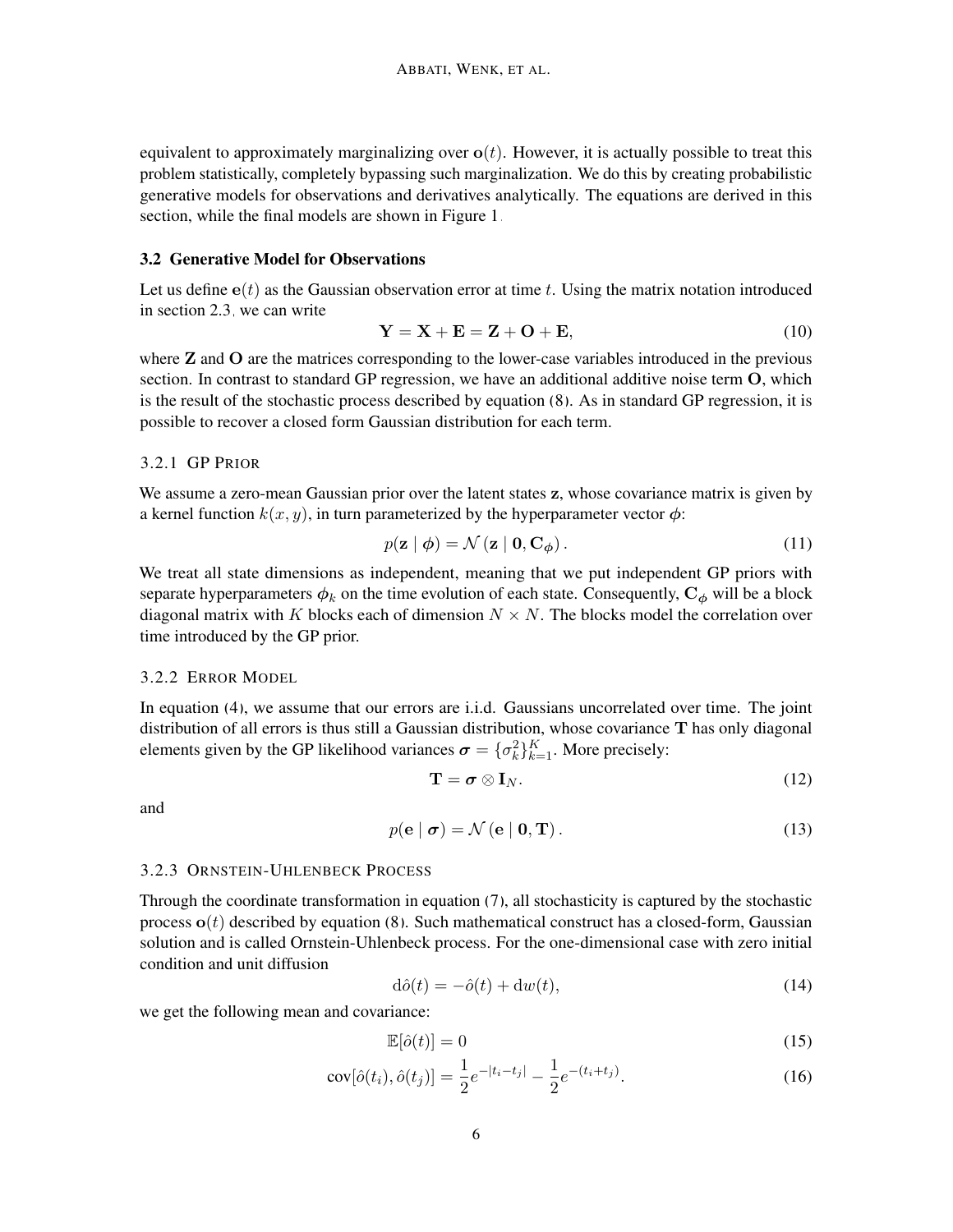equivalent to approximately marginalizing over $\mathbf{o}(t)$. However, it is actually possible to treat this problem statistically, completely bypassing such marginalization. We do this by creating probabilistic generative models for observations and derivatives analytically. The equations are derived in this section, while the final models are shown in Figure 1.

### 3.2 Generative Model for Observations

Let us define $\mathbf{e}(t)$ as the Gaussian observation error at time $t$. Using the matrix notation introduced in section 2.3, we can write

$$\mathbf{Y} = \mathbf{X} + \mathbf{E} = \mathbf{Z} + \mathbf{O} + \mathbf{E}, \tag{10}$$

where $\mathbf{Z}$ and $\mathbf{O}$ are the matrices corresponding to the lower-case variables introduced in the previous section. In contrast to standard GP regression, we have an additional additive noise term $\mathbf{O}$, which is the result of the stochastic process described by equation (8). As in standard GP regression, it is possible to recover a closed form Gaussian distribution for each term.

#### 3.2.1 GP Prior

We assume a zero-mean Gaussian prior over the latent states $\mathbf{z}$, whose covariance matrix is given by a kernel function $k(x, y)$, in turn parameterized by the hyperparameter vector $\boldsymbol{\phi}$:

$$p(\mathbf{z} \mid \boldsymbol{\phi}) = \mathcal{N}\left(\mathbf{z} \mid \mathbf{0}, \mathbf{C}_{\boldsymbol{\phi}}\right). \tag{11}$$

We treat all state dimensions as independent, meaning that we put independent GP priors with separate hyperparameters $\boldsymbol{\phi}_k$ on the time evolution of each state. Consequently, $\mathbf{C}_{\boldsymbol{\phi}}$ will be a block diagonal matrix with $K$ blocks each of dimension $N \times N$. The blocks model the correlation over time introduced by the GP prior.

#### 3.2.2 Error Model

In equation (4), we assume that our errors are i.i.d. Gaussians uncorrelated over time. The joint distribution of all errors is thus still a Gaussian distribution, whose covariance $\mathbf{T}$ has only diagonal elements given by the GP likelihood variances $\boldsymbol{\sigma} = \{\sigma_k^2\}_{k=1}^K$. More precisely:

$$\mathbf{T} = \boldsymbol{\sigma} \otimes \mathbf{I}_N. \tag{12}$$

and

$$p(\mathbf{e} \mid \boldsymbol{\sigma}) = \mathcal{N}\left(\mathbf{e} \mid \mathbf{0}, \mathbf{T}\right). \tag{13}$$

#### 3.2.3 Ornstein-Uhlenbeck Process

Through the coordinate transformation in equation (7), all stochasticity is captured by the stochastic process $\mathbf{o}(t)$ described by equation (8). Such mathematical construct has a closed-form, Gaussian solution and is called Ornstein-Uhlenbeck process. For the one-dimensional case with zero initial condition and unit diffusion

$$\mathrm{d}\hat{o}(t) = -\hat{o}(t) + \mathrm{d}w(t), \tag{14}$$

we get the following mean and covariance:

$$\mathbb{E}[\hat{o}(t)] = 0 \tag{15}$$

$$\mathrm{cov}[\hat{o}(t_i), \hat{o}(t_j)] = \frac{1}{2}e^{-|t_i - t_j|} - \frac{1}{2}e^{-(t_i + t_j)}. \tag{16}$$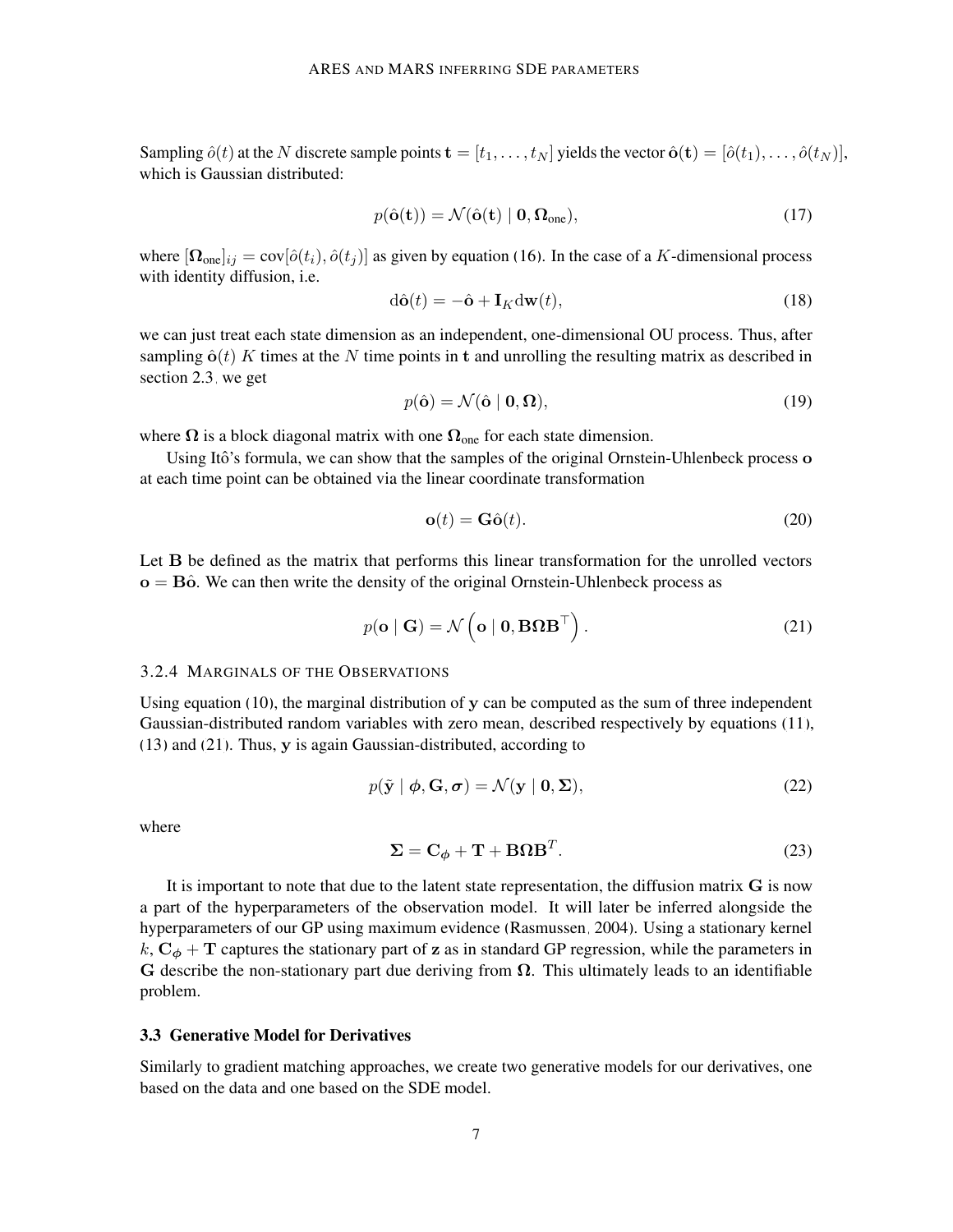Sampling $\hat{o}(t)$ at the $N$ discrete sample points $\mathbf{t} = [t_1, \dots, t_N]$ yields the vector $\hat{\mathbf{o}}(\mathbf{t}) = [\hat{o}(t_1), \dots, \hat{o}(t_N)]$, which is Gaussian distributed:

$$p(\hat{\mathbf{o}}(\mathbf{t})) = \mathcal{N}(\hat{\mathbf{o}}(\mathbf{t}) \mid \mathbf{0}, \mathbf{\Omega}_{\text{one}}), \tag{17}$$

where $[\mathbf{\Omega}_{\text{one}}]_{ij} = \text{cov}[\hat{o}(t_i), \hat{o}(t_j)]$ as given by equation (16). In the case of a $K$-dimensional process with identity diffusion, i.e.

$$\text{d}\hat{\mathbf{o}}(t) = -\hat{\mathbf{o}} + \mathbf{I}_K \text{d}\mathbf{w}(t), \tag{18}$$

we can just treat each state dimension as an independent, one-dimensional OU process. Thus, after sampling $\hat{\mathbf{o}}(t)$ $K$ times at the $N$ time points in $\mathbf{t}$ and unrolling the resulting matrix as described in section 2.3, we get

$$p(\hat{\mathbf{o}}) = \mathcal{N}(\hat{\mathbf{o}} \mid \mathbf{0}, \mathbf{\Omega}), \tag{19}$$

where $\mathbf{\Omega}$ is a block diagonal matrix with one $\mathbf{\Omega}_{\text{one}}$ for each state dimension.

Using Itô's formula, we can show that the samples of the original Ornstein-Uhlenbeck process $\mathbf{o}$ at each time point can be obtained via the linear coordinate transformation

$$\mathbf{o}(t) = \mathbf{G}\hat{\mathbf{o}}(t). \tag{20}$$

Let $\mathbf{B}$ be defined as the matrix that performs this linear transformation for the unrolled vectors $\mathbf{o} = \mathbf{B}\hat{\mathbf{o}}$. We can then write the density of the original Ornstein-Uhlenbeck process as

$$p(\mathbf{o} \mid \mathbf{G}) = \mathcal{N}\left(\mathbf{o} \mid \mathbf{0}, \mathbf{B}\mathbf{\Omega}\mathbf{B}^\top\right). \tag{21}$$

#### 3.2.4 Marginals of the Observations

Using equation (10), the marginal distribution of $\mathbf{y}$ can be computed as the sum of three independent Gaussian-distributed random variables with zero mean, described respectively by equations (11), (13) and (21). Thus, $\mathbf{y}$ is again Gaussian-distributed, according to

$$p(\tilde{\mathbf{y}} \mid \boldsymbol{\phi}, \mathbf{G}, \boldsymbol{\sigma}) = \mathcal{N}(\mathbf{y} \mid \mathbf{0}, \mathbf{\Sigma}), \tag{22}$$

where

$$\mathbf{\Sigma} = \mathbf{C}_{\boldsymbol{\phi}} + \mathbf{T} + \mathbf{B}\mathbf{\Omega}\mathbf{B}^T. \tag{23}$$

It is important to note that due to the latent state representation, the diffusion matrix $\mathbf{G}$ is now a part of the hyperparameters of the observation model. It will later be inferred alongside the hyperparameters of our GP using maximum evidence (Rasmussen, 2004). Using a stationary kernel $k$, $\mathbf{C}_{\boldsymbol{\phi}} + \mathbf{T}$ captures the stationary part of $\mathbf{z}$ as in standard GP regression, while the parameters in $\mathbf{G}$ describe the non-stationary part due deriving from $\mathbf{\Omega}$. This ultimately leads to an identifiable problem.

### 3.3 Generative Model for Derivatives

Similarly to gradient matching approaches, we create two generative models for our derivatives, one based on the data and one based on the SDE model.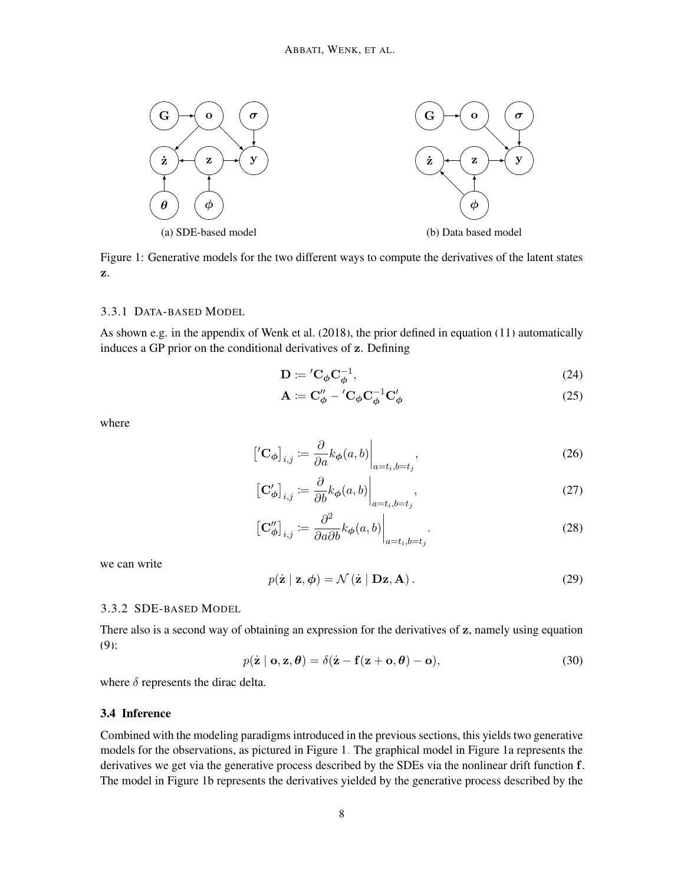(a) SDE-based model

(b) Data based model

Figure 1: Generative models for the two different ways to compute the derivatives of the latent states $\mathbf{z}$.

### 3.3.1 Data-based Model

As shown e.g. in the appendix of Wenk et al. (2018), the prior defined in equation (11) automatically induces a GP prior on the conditional derivatives of $\mathbf{z}$. Defining

$$\mathbf{D} := {}'\mathbf{C}_{\boldsymbol{\phi}} \mathbf{C}_{\boldsymbol{\phi}}^{-1}, \tag{24}$$

$$\mathbf{A} := \mathbf{C}_{\boldsymbol{\phi}}'' - {}'\mathbf{C}_{\boldsymbol{\phi}} \mathbf{C}_{\boldsymbol{\phi}}^{-1} \mathbf{C}_{\boldsymbol{\phi}}' \tag{25}$$

where

$$\left[{}'\mathbf{C}_{\boldsymbol{\phi}}\right]_{i,j} := \frac{\partial}{\partial a} k_{\boldsymbol{\phi}}(a,b) \bigg|_{a=t_i, b=t_j}, \tag{26}$$

$$\left[\mathbf{C}_{\boldsymbol{\phi}}'\right]_{i,j} := \frac{\partial}{\partial b} k_{\boldsymbol{\phi}}(a,b) \bigg|_{a=t_i, b=t_j}, \tag{27}$$

$$\left[\mathbf{C}_{\boldsymbol{\phi}}''\right]_{i,j} := \frac{\partial^2}{\partial a \partial b} k_{\boldsymbol{\phi}}(a,b) \bigg|_{a=t_i, b=t_j}. \tag{28}$$

we can write

$$p(\dot{\mathbf{z}} \mid \mathbf{z}, \boldsymbol{\phi}) = \mathcal{N}\left(\dot{\mathbf{z}} \mid \mathbf{D}\mathbf{z}, \mathbf{A}\right). \tag{29}$$

### 3.3.2 SDE-based Model

There also is a second way of obtaining an expression for the derivatives of $\mathbf{z}$, namely using equation (9):

$$p(\dot{\mathbf{z}} \mid \mathbf{o}, \mathbf{z}, \boldsymbol{\theta}) = \delta(\dot{\mathbf{z}} - \mathbf{f}(\mathbf{z} + \mathbf{o}, \boldsymbol{\theta}) - \mathbf{o}), \tag{30}$$

where $\delta$ represents the dirac delta.

## 3.4 Inference

Combined with the modeling paradigms introduced in the previous sections, this yields two generative models for the observations, as pictured in Figure 1. The graphical model in Figure 1a represents the derivatives we get via the generative process described by the SDEs via the nonlinear drift function $\mathbf{f}$. The model in Figure 1b represents the derivatives yielded by the generative process described by the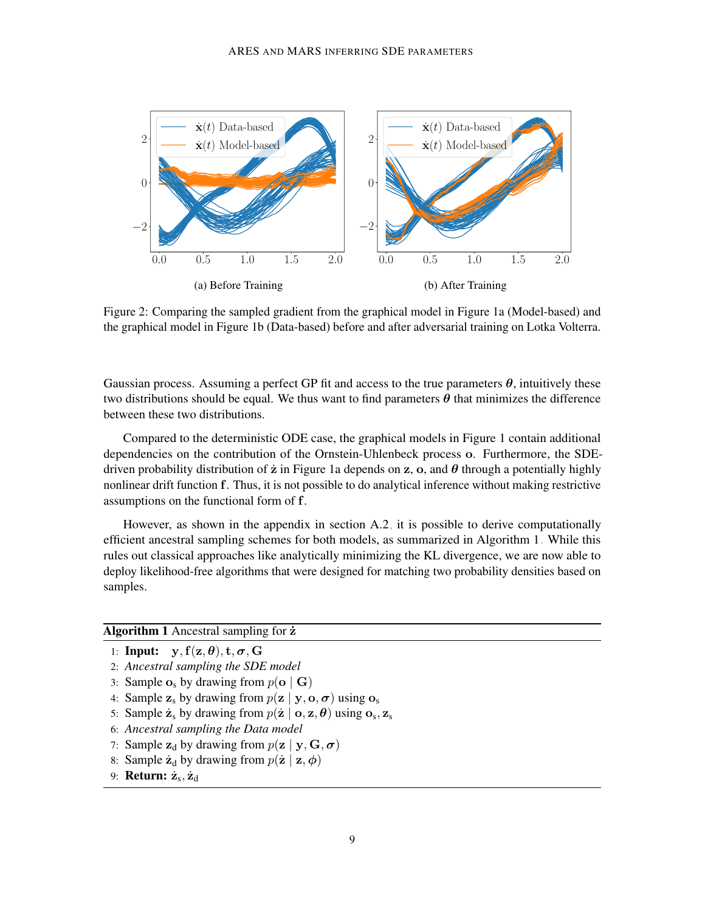(a) Before Training

(b) After Training

Figure 2: Comparing the sampled gradient from the graphical model in Figure 1a (Model-based) and the graphical model in Figure 1b (Data-based) before and after adversarial training on Lotka Volterra.

Gaussian process. Assuming a perfect GP fit and access to the true parameters $\boldsymbol{\theta}$, intuitively these two distributions should be equal. We thus want to find parameters $\boldsymbol{\theta}$ that minimizes the difference between these two distributions.

Compared to the deterministic ODE case, the graphical models in Figure 1 contain additional dependencies on the contribution of the Ornstein-Uhlenbeck process $\mathbf{o}$. Furthermore, the SDE-driven probability distribution of $\dot{\mathbf{z}}$ in Figure 1a depends on $\mathbf{z}$, $\mathbf{o}$, and $\boldsymbol{\theta}$ through a potentially highly nonlinear drift function $\mathbf{f}$. Thus, it is not possible to do analytical inference without making restrictive assumptions on the functional form of $\mathbf{f}$.

However, as shown in the appendix in section A.2, it is possible to derive computationally efficient ancestral sampling schemes for both models, as summarized in Algorithm 1. While this rules out classical approaches like analytically minimizing the KL divergence, we are now able to deploy likelihood-free algorithms that were designed for matching two probability densities based on samples.

**Algorithm 1** Ancestral sampling for $\dot{\mathbf{z}}$

1: **Input:** $\mathbf{y}, \mathbf{f}(\mathbf{z}, \boldsymbol{\theta}), \mathbf{t}, \boldsymbol{\sigma}, \mathbf{G}$
2: *Ancestral sampling the SDE model*
3: Sample $\mathbf{o}_\text{s}$ by drawing from $p(\mathbf{o} \mid \mathbf{G})$
4: Sample $\mathbf{z}_\text{s}$ by drawing from $p(\mathbf{z} \mid \mathbf{y}, \mathbf{o}, \boldsymbol{\sigma})$ using $\mathbf{o}_\text{s}$
5: Sample $\dot{\mathbf{z}}_\text{s}$ by drawing from $p(\dot{\mathbf{z}} \mid \mathbf{o}, \mathbf{z}, \boldsymbol{\theta})$ using $\mathbf{o}_\text{s}, \mathbf{z}_\text{s}$
6: *Ancestral sampling the Data model*
7: Sample $\mathbf{z}_\text{d}$ by drawing from $p(\mathbf{z} \mid \mathbf{y}, \mathbf{G}, \boldsymbol{\sigma})$
8: Sample $\dot{\mathbf{z}}_\text{d}$ by drawing from $p(\dot{\mathbf{z}} \mid \mathbf{z}, \phi)$
9: **Return:** $\dot{\mathbf{z}}_\text{s}, \dot{\mathbf{z}}_\text{d}$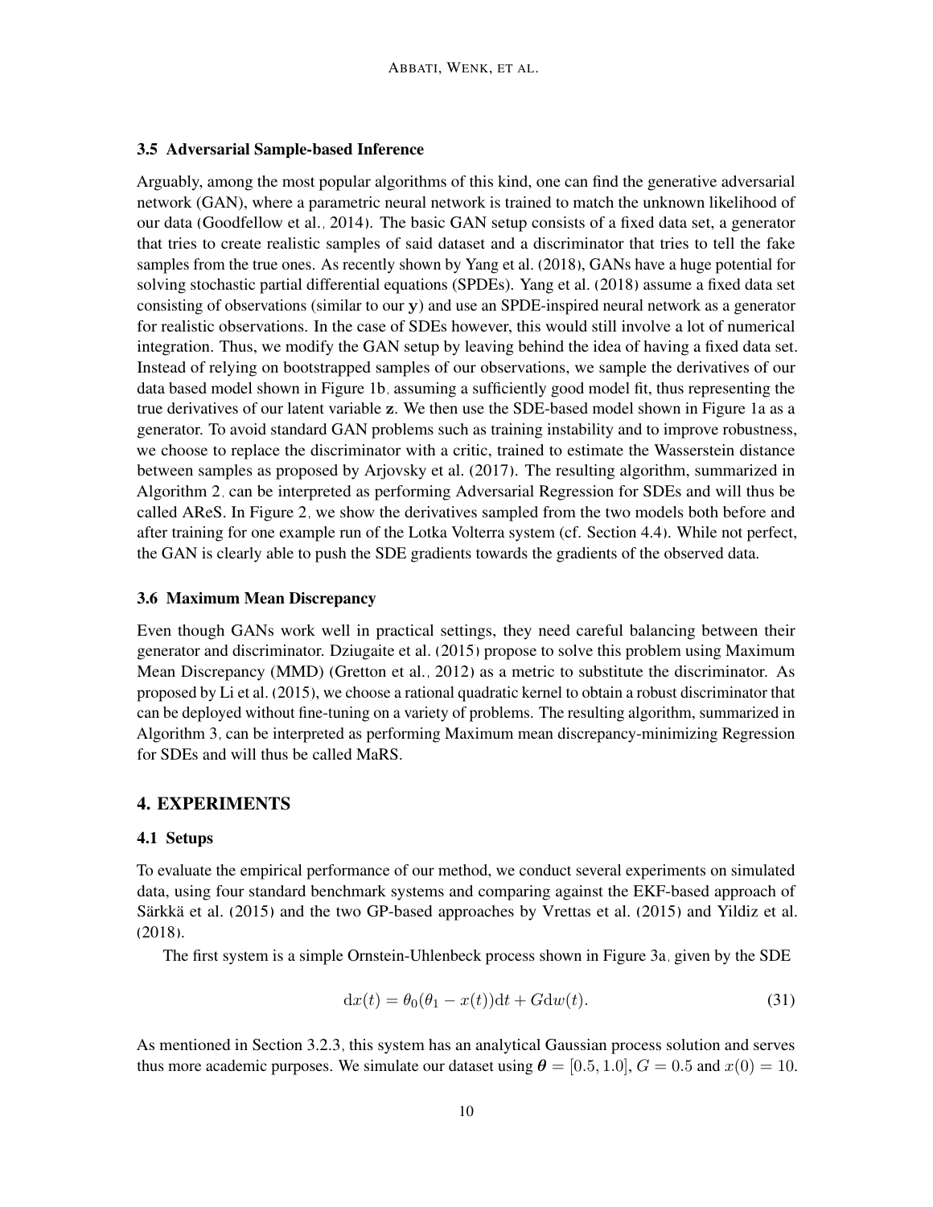### 3.5 Adversarial Sample-based Inference

Arguably, among the most popular algorithms of this kind, one can find the generative adversarial network (GAN), where a parametric neural network is trained to match the unknown likelihood of our data (Goodfellow et al., 2014). The basic GAN setup consists of a fixed data set, a generator that tries to create realistic samples of said dataset and a discriminator that tries to tell the fake samples from the true ones. As recently shown by Yang et al. (2018), GANs have a huge potential for solving stochastic partial differential equations (SPDEs). Yang et al. (2018) assume a fixed data set consisting of observations (similar to our $\mathbf{y}$) and use an SPDE-inspired neural network as a generator for realistic observations. In the case of SDEs however, this would still involve a lot of numerical integration. Thus, we modify the GAN setup by leaving behind the idea of having a fixed data set. Instead of relying on bootstrapped samples of our observations, we sample the derivatives of our data based model shown in Figure 1b, assuming a sufficiently good model fit, thus representing the true derivatives of our latent variable $\mathbf{z}$. We then use the SDE-based model shown in Figure 1a as a generator. To avoid standard GAN problems such as training instability and to improve robustness, we choose to replace the discriminator with a critic, trained to estimate the Wasserstein distance between samples as proposed by Arjovsky et al. (2017). The resulting algorithm, summarized in Algorithm 2, can be interpreted as performing Adversarial Regression for SDEs and will thus be called AReS. In Figure 2, we show the derivatives sampled from the two models both before and after training for one example run of the Lotka Volterra system (cf. Section 4.4). While not perfect, the GAN is clearly able to push the SDE gradients towards the gradients of the observed data.

### 3.6 Maximum Mean Discrepancy

Even though GANs work well in practical settings, they need careful balancing between their generator and discriminator. Dziugaite et al. (2015) propose to solve this problem using Maximum Mean Discrepancy (MMD) (Gretton et al., 2012) as a metric to substitute the discriminator. As proposed by Li et al. (2015), we choose a rational quadratic kernel to obtain a robust discriminator that can be deployed without fine-tuning on a variety of problems. The resulting algorithm, summarized in Algorithm 3, can be interpreted as performing Maximum mean discrepancy-minimizing Regression for SDEs and will thus be called MaRS.

## 4. EXPERIMENTS

### 4.1 Setups

To evaluate the empirical performance of our method, we conduct several experiments on simulated data, using four standard benchmark systems and comparing against the EKF-based approach of Särkkä et al. (2015) and the two GP-based approaches by Vrettas et al. (2015) and Yildiz et al. (2018).

The first system is a simple Ornstein-Uhlenbeck process shown in Figure 3a, given by the SDE

$$\mathrm{d}x(t) = \theta_0(\theta_1 - x(t))\mathrm{d}t + G\mathrm{d}w(t). \tag{31}$$

As mentioned in Section 3.2.3, this system has an analytical Gaussian process solution and serves thus more academic purposes. We simulate our dataset using $\boldsymbol{\theta} = [0.5, 1.0]$, $G = 0.5$ and $x(0) = 10$.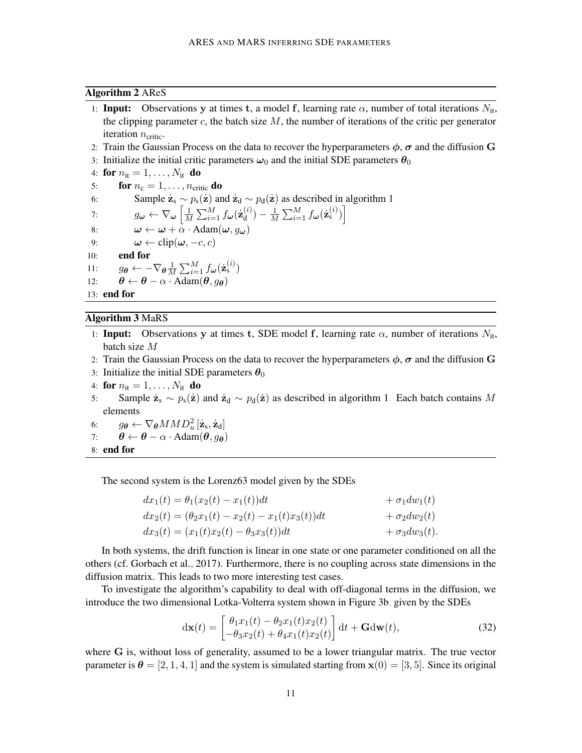**Algorithm 2** AReS

1: **Input:** Observations $\mathbf{y}$ at times $\mathbf{t}$, a model $\mathbf{f}$, learning rate $\alpha$, number of total iterations $N_{\text{it}}$, the clipping parameter $c$, the batch size $M$, the number of iterations of the critic per generator iteration $n_{\text{critic}}$.
2: Train the Gaussian Process on the data to recover the hyperparameters $\boldsymbol{\phi}$, $\boldsymbol{\sigma}$ and the diffusion $\mathbf{G}$
3: Initialize the initial critic parameters $\boldsymbol{\omega}_0$ and the initial SDE parameters $\boldsymbol{\theta}_0$
4: **for** $n_{\text{it}} = 1, \ldots, N_{\text{it}}$ **do**
5: &nbsp;&nbsp;&nbsp;&nbsp;**for** $n_{\text{c}} = 1, \ldots, n_{\text{critic}}$ **do**
6: &nbsp;&nbsp;&nbsp;&nbsp;&nbsp;&nbsp;&nbsp;&nbsp;Sample $\dot{\mathbf{z}}_{\text{s}} \sim p_{\text{s}}(\dot{\mathbf{z}})$ and $\dot{\mathbf{z}}_{\text{d}} \sim p_{\text{d}}(\dot{\mathbf{z}})$ as described in algorithm 1
7: &nbsp;&nbsp;&nbsp;&nbsp;&nbsp;&nbsp;&nbsp;&nbsp;$g_{\boldsymbol{\omega}} \leftarrow \nabla_{\boldsymbol{\omega}} \left[ \frac{1}{M} \sum_{i=1}^{M} f_{\boldsymbol{\omega}}(\dot{\mathbf{z}}_{\text{d}}^{(i)}) - \frac{1}{M} \sum_{i=1}^{M} f_{\boldsymbol{\omega}}(\dot{\mathbf{z}}_{\text{s}}^{(i)}) \right]$
8: &nbsp;&nbsp;&nbsp;&nbsp;&nbsp;&nbsp;&nbsp;&nbsp;$\boldsymbol{\omega} \leftarrow \boldsymbol{\omega} + \alpha \cdot \text{Adam}(\boldsymbol{\omega}, g_{\boldsymbol{\omega}})$
9: &nbsp;&nbsp;&nbsp;&nbsp;&nbsp;&nbsp;&nbsp;&nbsp;$\boldsymbol{\omega} \leftarrow \text{clip}(\boldsymbol{\omega}, -c, c)$
10: &nbsp;&nbsp;&nbsp;&nbsp;**end for**
11: &nbsp;&nbsp;&nbsp;&nbsp;$g_{\boldsymbol{\theta}} \leftarrow -\nabla_{\boldsymbol{\theta}} \frac{1}{M} \sum_{i=1}^{M} f_{\boldsymbol{\omega}}(\dot{\mathbf{z}}_{\text{s}}^{(i)})$
12: &nbsp;&nbsp;&nbsp;&nbsp;$\boldsymbol{\theta} \leftarrow \boldsymbol{\theta} - \alpha \cdot \text{Adam}(\boldsymbol{\theta}, g_{\boldsymbol{\theta}})$
13: **end for**

**Algorithm 3** MaRS

1: **Input:** Observations $\mathbf{y}$ at times $\mathbf{t}$, SDE model $\mathbf{f}$, learning rate $\alpha$, number of iterations $N_{\text{it}}$, batch size $M$
2: Train the Gaussian Process on the data to recover the hyperparameters $\boldsymbol{\phi}$, $\boldsymbol{\sigma}$ and the diffusion $\mathbf{G}$
3: Initialize the initial SDE parameters $\boldsymbol{\theta}_0$
4: **for** $n_{\text{it}} = 1, \ldots, N_{\text{it}}$ **do**
5: &nbsp;&nbsp;&nbsp;&nbsp;Sample $\dot{\mathbf{z}}_{\text{s}} \sim p_{\text{s}}(\dot{\mathbf{z}})$ and $\dot{\mathbf{z}}_{\text{d}} \sim p_{\text{d}}(\dot{\mathbf{z}})$ as described in algorithm 1. Each batch contains $M$ elements
6: &nbsp;&nbsp;&nbsp;&nbsp;$g_{\boldsymbol{\theta}} \leftarrow \nabla_{\boldsymbol{\theta}} MMD_u^2 [\dot{\mathbf{z}}_{\text{s}}, \dot{\mathbf{z}}_{\text{d}}]$
7: &nbsp;&nbsp;&nbsp;&nbsp;$\boldsymbol{\theta} \leftarrow \boldsymbol{\theta} - \alpha \cdot \text{Adam}(\boldsymbol{\theta}, g_{\boldsymbol{\theta}})$
8: **end for**

The second system is the Lorenz63 model given by the SDEs

$$
\begin{aligned}
dx_1(t) &= \theta_1(x_2(t) - x_1(t))dt && + \sigma_1 dw_1(t) \\
dx_2(t) &= (\theta_2 x_1(t) - x_2(t) - x_1(t)x_3(t))dt && + \sigma_2 dw_2(t) \\
dx_3(t) &= (x_1(t)x_2(t) - \theta_3 x_3(t))dt && + \sigma_3 dw_3(t).
\end{aligned}
$$

In both systems, the drift function is linear in one state or one parameter conditioned on all the others (cf. Gorbach et al., 2017). Furthermore, there is no coupling across state dimensions in the diffusion matrix. This leads to two more interesting test cases.

To investigate the algorithm's capability to deal with off-diagonal terms in the diffusion, we introduce the two dimensional Lotka-Volterra system shown in Figure 3b, given by the SDEs

$$
\mathrm{d}\mathbf{x}(t) = \begin{bmatrix} \theta_1 x_1(t) - \theta_2 x_1(t) x_2(t) \\ -\theta_3 x_2(t) + \theta_4 x_1(t) x_2(t) \end{bmatrix} \mathrm{d}t + \mathbf{G} \mathrm{d}\mathbf{w}(t), \tag{32}
$$

where $\mathbf{G}$ is, without loss of generality, assumed to be a lower triangular matrix. The true vector parameter is $\boldsymbol{\theta} = [2, 1, 4, 1]$ and the system is simulated starting from $\mathbf{x}(0) = [3, 5]$. Since its original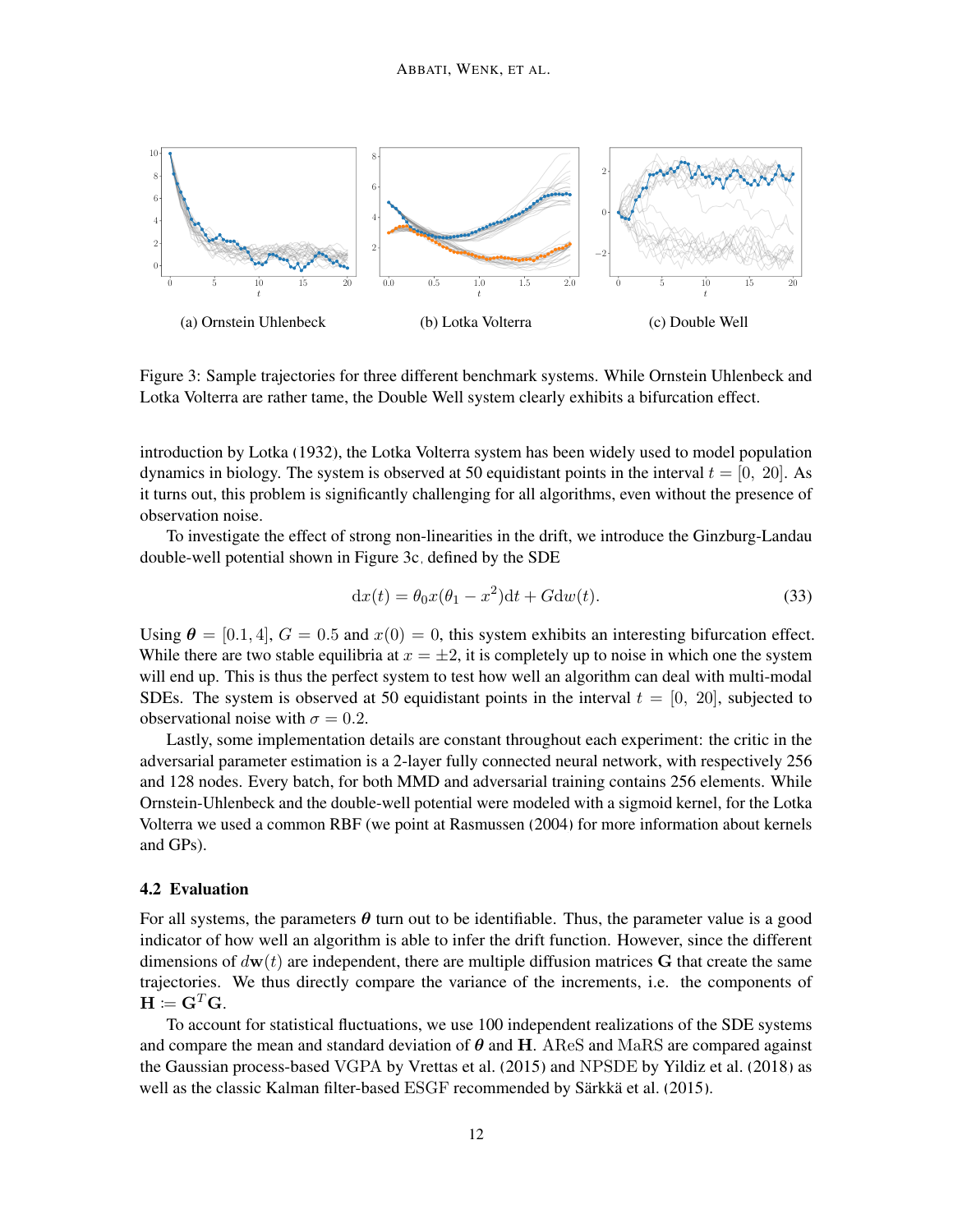(a) Ornstein Uhlenbeck

(b) Lotka Volterra

(c) Double Well

Figure 3: Sample trajectories for three different benchmark systems. While Ornstein Uhlenbeck and Lotka Volterra are rather tame, the Double Well system clearly exhibits a bifurcation effect.

introduction by Lotka (1932), the Lotka Volterra system has been widely used to model population dynamics in biology. The system is observed at 50 equidistant points in the interval $t = [0,\ 20]$. As it turns out, this problem is significantly challenging for all algorithms, even without the presence of observation noise.

To investigate the effect of strong non-linearities in the drift, we introduce the Ginzburg-Landau double-well potential shown in Figure 3c, defined by the SDE

$$\mathrm{d}x(t) = \theta_0 x(\theta_1 - x^2)\mathrm{d}t + G\mathrm{d}w(t). \tag{33}$$

Using $\boldsymbol{\theta} = [0.1, 4]$, $G = 0.5$ and $x(0) = 0$, this system exhibits an interesting bifurcation effect. While there are two stable equilibria at $x = \pm 2$, it is completely up to noise in which one the system will end up. This is thus the perfect system to test how well an algorithm can deal with multi-modal SDEs. The system is observed at 50 equidistant points in the interval $t = [0,\ 20]$, subjected to observational noise with $\sigma = 0.2$.

Lastly, some implementation details are constant throughout each experiment: the critic in the adversarial parameter estimation is a 2-layer fully connected neural network, with respectively 256 and 128 nodes. Every batch, for both MMD and adversarial training contains 256 elements. While Ornstein-Uhlenbeck and the double-well potential were modeled with a sigmoid kernel, for the Lotka Volterra we used a common RBF (we point at Rasmussen (2004) for more information about kernels and GPs).

### 4.2 Evaluation

For all systems, the parameters $\boldsymbol{\theta}$ turn out to be identifiable. Thus, the parameter value is a good indicator of how well an algorithm is able to infer the drift function. However, since the different dimensions of $d\mathbf{w}(t)$ are independent, there are multiple diffusion matrices $\mathbf{G}$ that create the same trajectories. We thus directly compare the variance of the increments, i.e. the components of $\mathbf{H} := \mathbf{G}^T\mathbf{G}$.

To account for statistical fluctuations, we use 100 independent realizations of the SDE systems and compare the mean and standard deviation of $\boldsymbol{\theta}$ and $\mathbf{H}$. AReS and MaRS are compared against the Gaussian process-based VGPA by Vrettas et al. (2015) and NPSDE by Yildiz et al. (2018) as well as the classic Kalman filter-based ESGF recommended by Särkkä et al. (2015).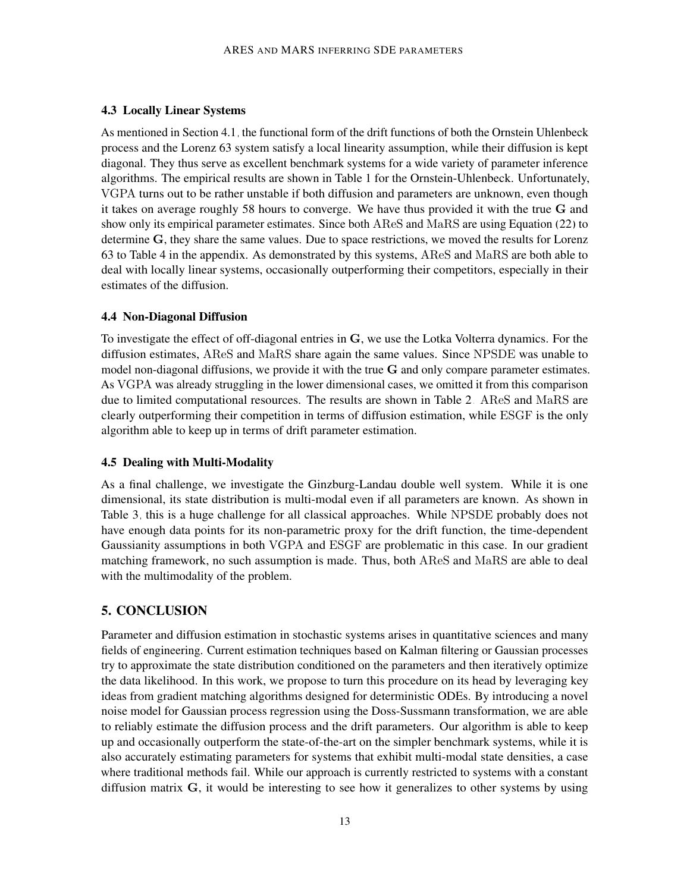### 4.3 Locally Linear Systems

As mentioned in Section 4.1, the functional form of the drift functions of both the Ornstein Uhlenbeck process and the Lorenz 63 system satisfy a local linearity assumption, while their diffusion is kept diagonal. They thus serve as excellent benchmark systems for a wide variety of parameter inference algorithms. The empirical results are shown in Table 1 for the Ornstein-Uhlenbeck. Unfortunately, VGPA turns out to be rather unstable if both diffusion and parameters are unknown, even though it takes on average roughly 58 hours to converge. We have thus provided it with the true $\mathbf{G}$ and show only its empirical parameter estimates. Since both AReS and MaRS are using Equation (22) to determine $\mathbf{G}$, they share the same values. Due to space restrictions, we moved the results for Lorenz 63 to Table 4 in the appendix. As demonstrated by this systems, AReS and MaRS are both able to deal with locally linear systems, occasionally outperforming their competitors, especially in their estimates of the diffusion.

### 4.4 Non-Diagonal Diffusion

To investigate the effect of off-diagonal entries in $\mathbf{G}$, we use the Lotka Volterra dynamics. For the diffusion estimates, AReS and MaRS share again the same values. Since NPSDE was unable to model non-diagonal diffusions, we provide it with the true $\mathbf{G}$ and only compare parameter estimates. As VGPA was already struggling in the lower dimensional cases, we omitted it from this comparison due to limited computational resources. The results are shown in Table 2. AReS and MaRS are clearly outperforming their competition in terms of diffusion estimation, while ESGF is the only algorithm able to keep up in terms of drift parameter estimation.

### 4.5 Dealing with Multi-Modality

As a final challenge, we investigate the Ginzburg-Landau double well system. While it is one dimensional, its state distribution is multi-modal even if all parameters are known. As shown in Table 3, this is a huge challenge for all classical approaches. While NPSDE probably does not have enough data points for its non-parametric proxy for the drift function, the time-dependent Gaussianity assumptions in both VGPA and ESGF are problematic in this case. In our gradient matching framework, no such assumption is made. Thus, both AReS and MaRS are able to deal with the multimodality of the problem.

## 5. CONCLUSION

Parameter and diffusion estimation in stochastic systems arises in quantitative sciences and many fields of engineering. Current estimation techniques based on Kalman filtering or Gaussian processes try to approximate the state distribution conditioned on the parameters and then iteratively optimize the data likelihood. In this work, we propose to turn this procedure on its head by leveraging key ideas from gradient matching algorithms designed for deterministic ODEs. By introducing a novel noise model for Gaussian process regression using the Doss-Sussmann transformation, we are able to reliably estimate the diffusion process and the drift parameters. Our algorithm is able to keep up and occasionally outperform the state-of-the-art on the simpler benchmark systems, while it is also accurately estimating parameters for systems that exhibit multi-modal state densities, a case where traditional methods fail. While our approach is currently restricted to systems with a constant diffusion matrix $\mathbf{G}$, it would be interesting to see how it generalizes to other systems by using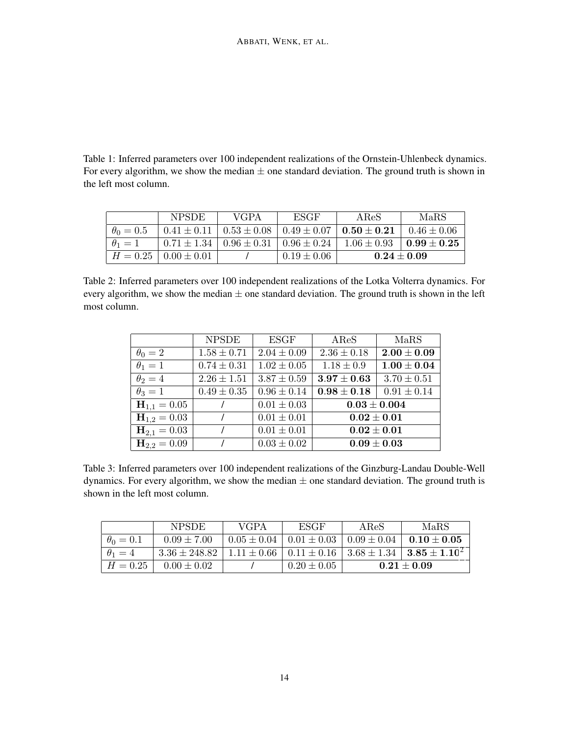Table 1: Inferred parameters over 100 independent realizations of the Ornstein-Uhlenbeck dynamics. For every algorithm, we show the median ± one standard deviation. The ground truth is shown in the left most column.

| | NPSDE | VGPA | ESGF | AReS | MaRS |
|---|---|---|---|---|---|
| $\theta_0 = 0.5$ | $0.41 \pm 0.11$ | $0.53 \pm 0.08$ | $0.49 \pm 0.07$ | $\mathbf{0.50 \pm 0.21}$ | $0.46 \pm 0.06$ |
| $\theta_1 = 1$ | $0.71 \pm 1.34$ | $0.96 \pm 0.31$ | $0.96 \pm 0.24$ | $1.06 \pm 0.93$ | $\mathbf{0.99 \pm 0.25}$ |
| $H = 0.25$ | $0.00 \pm 0.01$ | / | $0.19 \pm 0.06$ | $\mathbf{0.24 \pm 0.09}$ | |

Table 2: Inferred parameters over 100 independent realizations of the Lotka Volterra dynamics. For every algorithm, we show the median ± one standard deviation. The ground truth is shown in the left most column.

| | NPSDE | ESGF | AReS | MaRS |
|---|---|---|---|---|
| $\theta_0 = 2$ | $1.58 \pm 0.71$ | $2.04 \pm 0.09$ | $2.36 \pm 0.18$ | $\mathbf{2.00 \pm 0.09}$ |
| $\theta_1 = 1$ | $0.74 \pm 0.31$ | $1.02 \pm 0.05$ | $1.18 \pm 0.9$ | $\mathbf{1.00 \pm 0.04}$ |
| $\theta_2 = 4$ | $2.26 \pm 1.51$ | $3.87 \pm 0.59$ | $\mathbf{3.97 \pm 0.63}$ | $3.70 \pm 0.51$ |
| $\theta_3 = 1$ | $0.49 \pm 0.35$ | $0.96 \pm 0.14$ | $\mathbf{0.98 \pm 0.18}$ | $0.91 \pm 0.14$ |
| $\mathbf{H}_{1,1} = 0.05$ | / | $0.01 \pm 0.03$ | $\mathbf{0.03 \pm 0.004}$ | |
| $\mathbf{H}_{1,2} = 0.03$ | / | $0.01 \pm 0.01$ | $\mathbf{0.02 \pm 0.01}$ | |
| $\mathbf{H}_{2,1} = 0.03$ | / | $0.01 \pm 0.01$ | $\mathbf{0.02 \pm 0.01}$ | |
| $\mathbf{H}_{2,2} = 0.09$ | / | $0.03 \pm 0.02$ | $\mathbf{0.09 \pm 0.03}$ | |

Table 3: Inferred parameters over 100 independent realizations of the Ginzburg-Landau Double-Well dynamics. For every algorithm, we show the median ± one standard deviation. The ground truth is shown in the left most column.

| | NPSDE | VGPA | ESGF | AReS | MaRS |
|---|---|---|---|---|---|
| $\theta_0 = 0.1$ | $0.09 \pm 7.00$ | $0.05 \pm 0.04$ | $0.01 \pm 0.03$ | $0.09 \pm 0.04$ | $\mathbf{0.10 \pm 0.05}$ |
| $\theta_1 = 4$ | $3.36 \pm 248.82$ | $1.11 \pm 0.66$ | $0.11 \pm 0.16$ | $3.68 \pm 1.34$ | $\mathbf{3.85 \pm 1.10}$ |
| $H = 0.25$ | $0.00 \pm 0.02$ | / | $0.20 \pm 0.05$ | $\mathbf{0.21 \pm 0.09}$ | |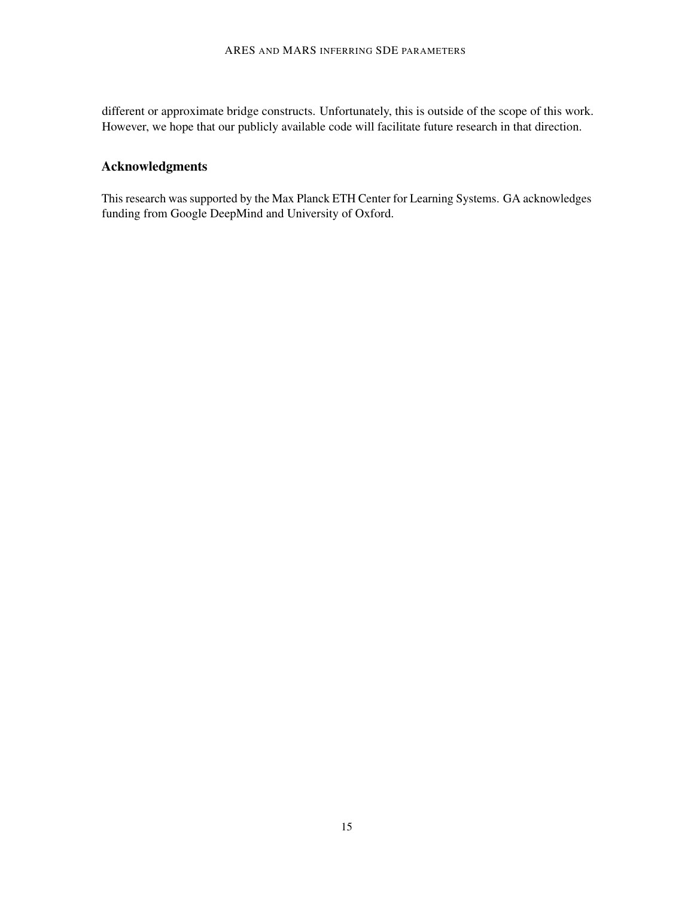different or approximate bridge constructs. Unfortunately, this is outside of the scope of this work. However, we hope that our publicly available code will facilitate future research in that direction.

## Acknowledgments

This research was supported by the Max Planck ETH Center for Learning Systems. GA acknowledges funding from Google DeepMind and University of Oxford.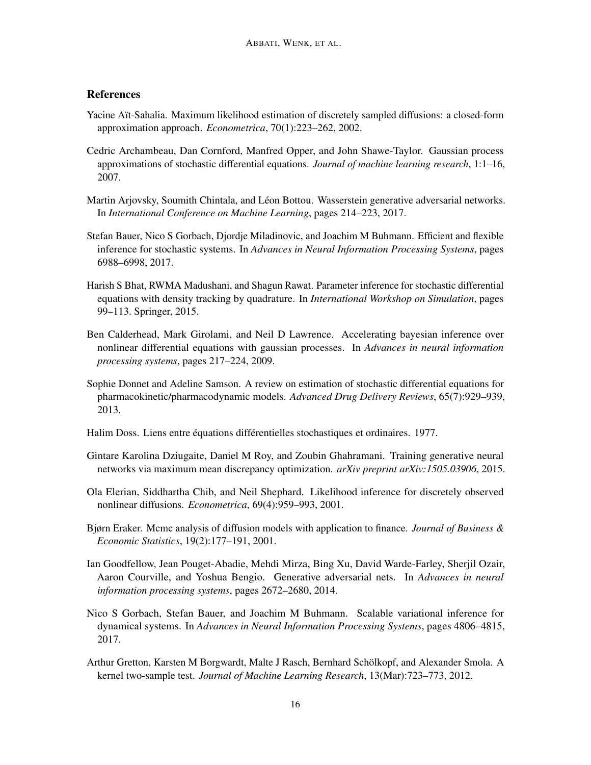## References

Yacine Aït-Sahalia. Maximum likelihood estimation of discretely sampled diffusions: a closed-form approximation approach. *Econometrica*, 70(1):223–262, 2002.

Cedric Archambeau, Dan Cornford, Manfred Opper, and John Shawe-Taylor. Gaussian process approximations of stochastic differential equations. *Journal of machine learning research*, 1:1–16, 2007.

Martin Arjovsky, Soumith Chintala, and Léon Bottou. Wasserstein generative adversarial networks. In *International Conference on Machine Learning*, pages 214–223, 2017.

Stefan Bauer, Nico S Gorbach, Djordje Miladinovic, and Joachim M Buhmann. Efficient and flexible inference for stochastic systems. In *Advances in Neural Information Processing Systems*, pages 6988–6998, 2017.

Harish S Bhat, RWMA Madushani, and Shagun Rawat. Parameter inference for stochastic differential equations with density tracking by quadrature. In *International Workshop on Simulation*, pages 99–113. Springer, 2015.

Ben Calderhead, Mark Girolami, and Neil D Lawrence. Accelerating bayesian inference over nonlinear differential equations with gaussian processes. In *Advances in neural information processing systems*, pages 217–224, 2009.

Sophie Donnet and Adeline Samson. A review on estimation of stochastic differential equations for pharmacokinetic/pharmacodynamic models. *Advanced Drug Delivery Reviews*, 65(7):929–939, 2013.

Halim Doss. Liens entre équations différentielles stochastiques et ordinaires. 1977.

Gintare Karolina Dziugaite, Daniel M Roy, and Zoubin Ghahramani. Training generative neural networks via maximum mean discrepancy optimization. *arXiv preprint arXiv:1505.03906*, 2015.

Ola Elerian, Siddhartha Chib, and Neil Shephard. Likelihood inference for discretely observed nonlinear diffusions. *Econometrica*, 69(4):959–993, 2001.

Bjørn Eraker. Mcmc analysis of diffusion models with application to finance. *Journal of Business & Economic Statistics*, 19(2):177–191, 2001.

Ian Goodfellow, Jean Pouget-Abadie, Mehdi Mirza, Bing Xu, David Warde-Farley, Sherjil Ozair, Aaron Courville, and Yoshua Bengio. Generative adversarial nets. In *Advances in neural information processing systems*, pages 2672–2680, 2014.

Nico S Gorbach, Stefan Bauer, and Joachim M Buhmann. Scalable variational inference for dynamical systems. In *Advances in Neural Information Processing Systems*, pages 4806–4815, 2017.

Arthur Gretton, Karsten M Borgwardt, Malte J Rasch, Bernhard Schölkopf, and Alexander Smola. A kernel two-sample test. *Journal of Machine Learning Research*, 13(Mar):723–773, 2012.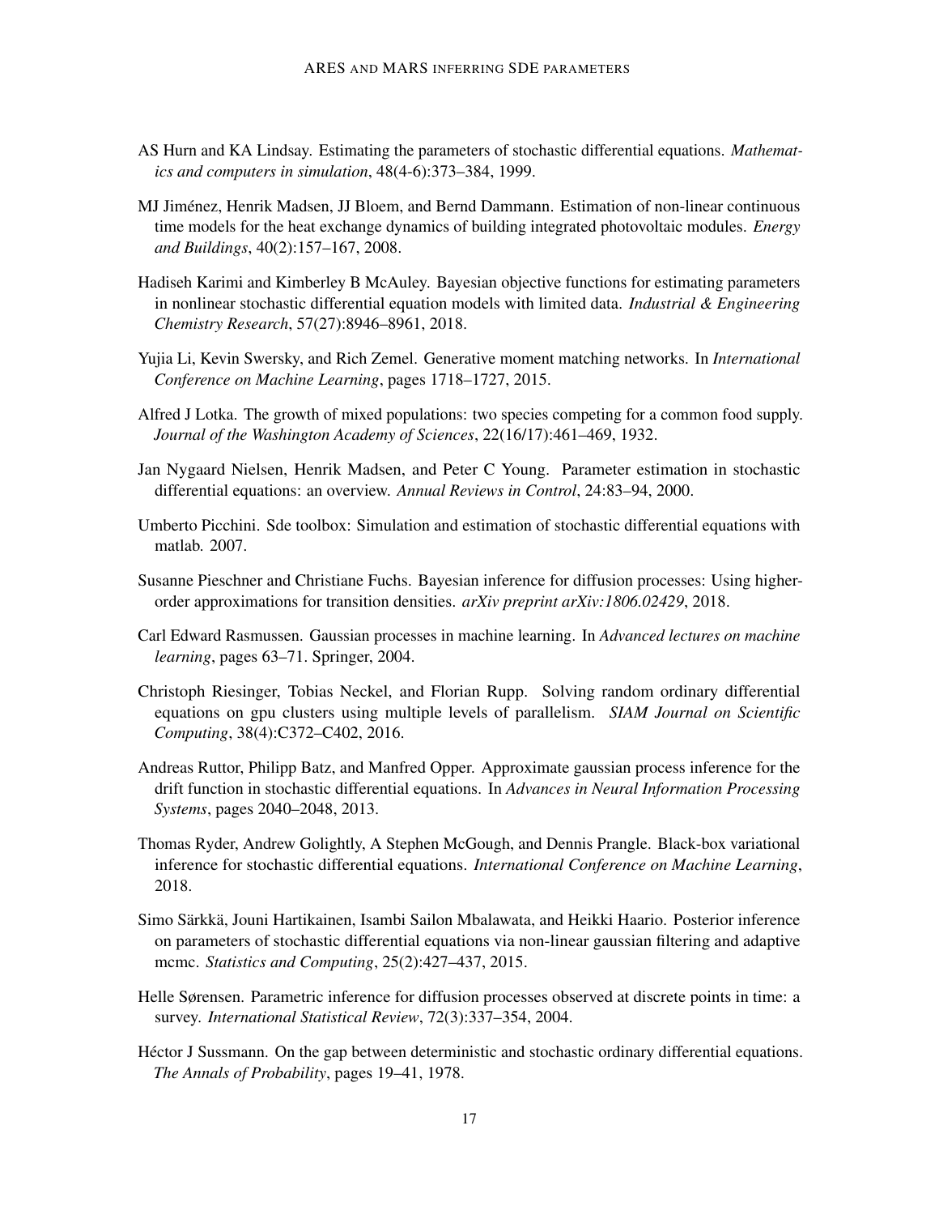AS Hurn and KA Lindsay. Estimating the parameters of stochastic differential equations. *Mathematics and computers in simulation*, 48(4-6):373–384, 1999.

MJ Jiménez, Henrik Madsen, JJ Bloem, and Bernd Dammann. Estimation of non-linear continuous time models for the heat exchange dynamics of building integrated photovoltaic modules. *Energy and Buildings*, 40(2):157–167, 2008.

Hadiseh Karimi and Kimberley B McAuley. Bayesian objective functions for estimating parameters in nonlinear stochastic differential equation models with limited data. *Industrial & Engineering Chemistry Research*, 57(27):8946–8961, 2018.

Yujia Li, Kevin Swersky, and Rich Zemel. Generative moment matching networks. In *International Conference on Machine Learning*, pages 1718–1727, 2015.

Alfred J Lotka. The growth of mixed populations: two species competing for a common food supply. *Journal of the Washington Academy of Sciences*, 22(16/17):461–469, 1932.

Jan Nygaard Nielsen, Henrik Madsen, and Peter C Young. Parameter estimation in stochastic differential equations: an overview. *Annual Reviews in Control*, 24:83–94, 2000.

Umberto Picchini. Sde toolbox: Simulation and estimation of stochastic differential equations with matlab. 2007.

Susanne Pieschner and Christiane Fuchs. Bayesian inference for diffusion processes: Using higher-order approximations for transition densities. *arXiv preprint arXiv:1806.02429*, 2018.

Carl Edward Rasmussen. Gaussian processes in machine learning. In *Advanced lectures on machine learning*, pages 63–71. Springer, 2004.

Christoph Riesinger, Tobias Neckel, and Florian Rupp. Solving random ordinary differential equations on gpu clusters using multiple levels of parallelism. *SIAM Journal on Scientific Computing*, 38(4):C372–C402, 2016.

Andreas Ruttor, Philipp Batz, and Manfred Opper. Approximate gaussian process inference for the drift function in stochastic differential equations. In *Advances in Neural Information Processing Systems*, pages 2040–2048, 2013.

Thomas Ryder, Andrew Golightly, A Stephen McGough, and Dennis Prangle. Black-box variational inference for stochastic differential equations. *International Conference on Machine Learning*, 2018.

Simo Särkkä, Jouni Hartikainen, Isambi Sailon Mbalawata, and Heikki Haario. Posterior inference on parameters of stochastic differential equations via non-linear gaussian filtering and adaptive mcmc. *Statistics and Computing*, 25(2):427–437, 2015.

Helle Sørensen. Parametric inference for diffusion processes observed at discrete points in time: a survey. *International Statistical Review*, 72(3):337–354, 2004.

Héctor J Sussmann. On the gap between deterministic and stochastic ordinary differential equations. *The Annals of Probability*, pages 19–41, 1978.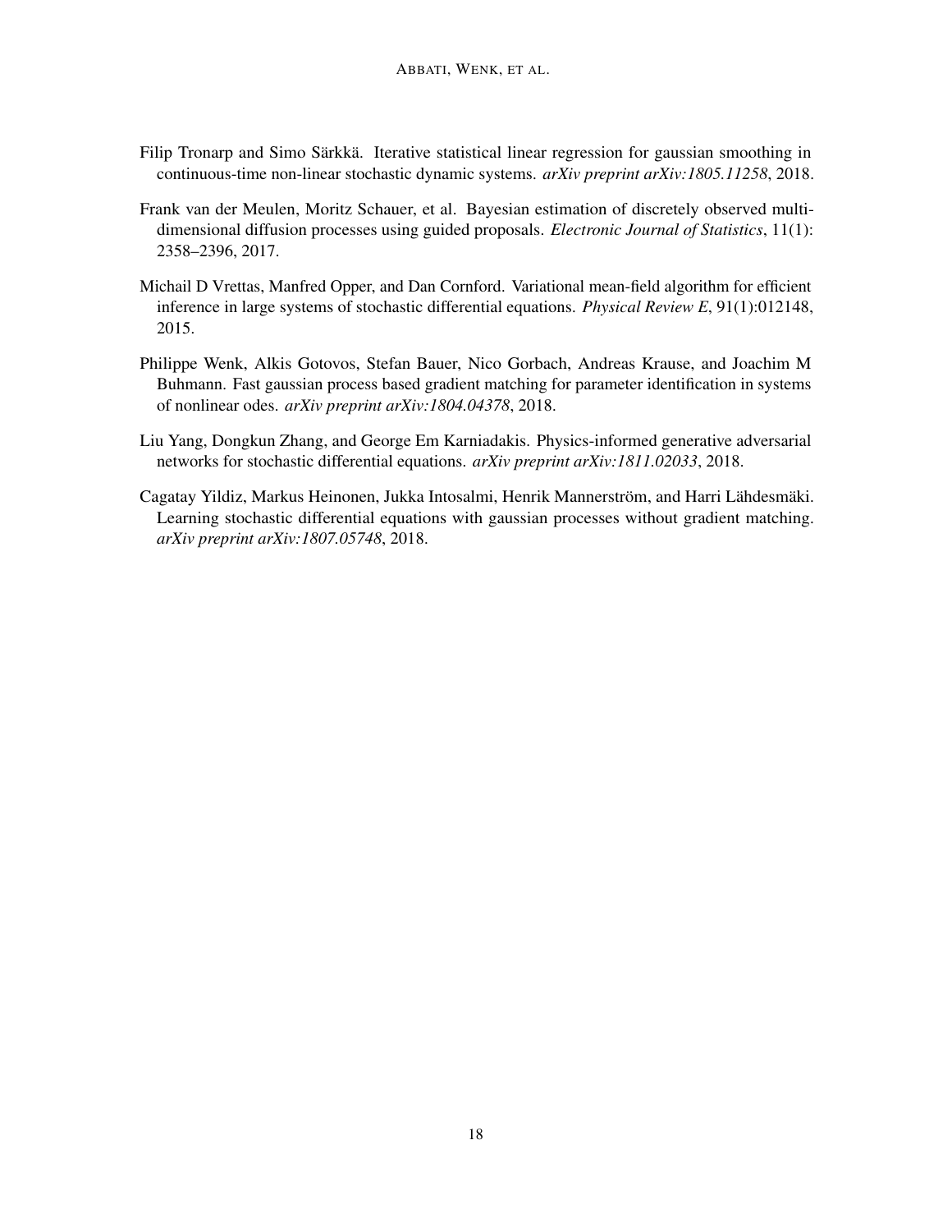Filip Tronarp and Simo Särkkä. Iterative statistical linear regression for gaussian smoothing in continuous-time non-linear stochastic dynamic systems. *arXiv preprint arXiv:1805.11258*, 2018.

Frank van der Meulen, Moritz Schauer, et al. Bayesian estimation of discretely observed multi-dimensional diffusion processes using guided proposals. *Electronic Journal of Statistics*, 11(1): 2358–2396, 2017.

Michail D Vrettas, Manfred Opper, and Dan Cornford. Variational mean-field algorithm for efficient inference in large systems of stochastic differential equations. *Physical Review E*, 91(1):012148, 2015.

Philippe Wenk, Alkis Gotovos, Stefan Bauer, Nico Gorbach, Andreas Krause, and Joachim M Buhmann. Fast gaussian process based gradient matching for parameter identification in systems of nonlinear odes. *arXiv preprint arXiv:1804.04378*, 2018.

Liu Yang, Dongkun Zhang, and George Em Karniadakis. Physics-informed generative adversarial networks for stochastic differential equations. *arXiv preprint arXiv:1811.02033*, 2018.

Cagatay Yildiz, Markus Heinonen, Jukka Intosalmi, Henrik Mannerström, and Harri Lähdesmäki. Learning stochastic differential equations with gaussian processes without gradient matching. *arXiv preprint arXiv:1807.05748*, 2018.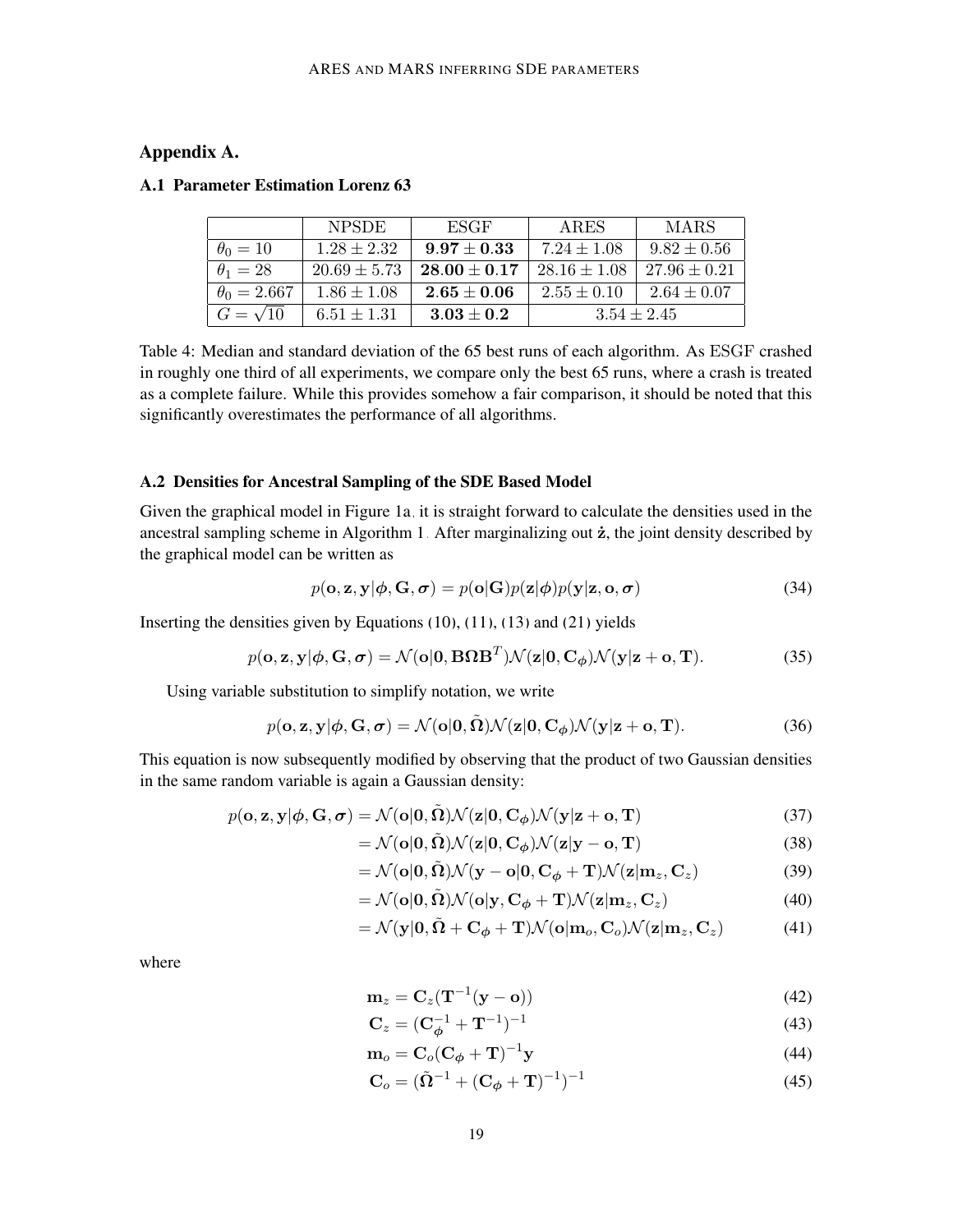## Appendix A.

### A.1 Parameter Estimation Lorenz 63

| | NPSDE | ESGF | ARES | MARS |
|---|---|---|---|---|
| $\theta_0 = 10$ | $1.28 \pm 2.32$ | $\mathbf{9.97 \pm 0.33}$ | $7.24 \pm 1.08$ | $9.82 \pm 0.56$ |
| $\theta_1 = 28$ | $20.69 \pm 5.73$ | $\mathbf{28.00 \pm 0.17}$ | $28.16 \pm 1.08$ | $27.96 \pm 0.21$ |
| $\theta_0 = 2.667$ | $1.86 \pm 1.08$ | $\mathbf{2.65 \pm 0.06}$ | $2.55 \pm 0.10$ | $2.64 \pm 0.07$ |
| $G = \sqrt{10}$ | $6.51 \pm 1.31$ | $\mathbf{3.03 \pm 0.2}$ | $3.54 \pm 2.45$ | |

Table 4: Median and standard deviation of the 65 best runs of each algorithm. As ESGF crashed in roughly one third of all experiments, we compare only the best 65 runs, where a crash is treated as a complete failure. While this provides somehow a fair comparison, it should be noted that this significantly overestimates the performance of all algorithms.

### A.2 Densities for Ancestral Sampling of the SDE Based Model

Given the graphical model in Figure 1a, it is straight forward to calculate the densities used in the ancestral sampling scheme in Algorithm 1. After marginalizing out $\dot{\mathbf{z}}$, the joint density described by the graphical model can be written as

$$p(\mathbf{o}, \mathbf{z}, \mathbf{y}|\boldsymbol{\phi}, \mathbf{G}, \boldsymbol{\sigma}) = p(\mathbf{o}|\mathbf{G})p(\mathbf{z}|\boldsymbol{\phi})p(\mathbf{y}|\mathbf{z}, \mathbf{o}, \boldsymbol{\sigma}) \tag{34}$$

Inserting the densities given by Equations (10), (11), (13) and (21) yields

$$p(\mathbf{o}, \mathbf{z}, \mathbf{y}|\boldsymbol{\phi}, \mathbf{G}, \boldsymbol{\sigma}) = \mathcal{N}(\mathbf{o}|\mathbf{0}, \mathbf{B}\boldsymbol{\Omega}\mathbf{B}^T)\mathcal{N}(\mathbf{z}|\mathbf{0}, \mathbf{C}_{\boldsymbol{\phi}})\mathcal{N}(\mathbf{y}|\mathbf{z} + \mathbf{o}, \mathbf{T}). \tag{35}$$

Using variable substitution to simplify notation, we write

$$p(\mathbf{o}, \mathbf{z}, \mathbf{y}|\boldsymbol{\phi}, \mathbf{G}, \boldsymbol{\sigma}) = \mathcal{N}(\mathbf{o}|\mathbf{0}, \tilde{\boldsymbol{\Omega}})\mathcal{N}(\mathbf{z}|\mathbf{0}, \mathbf{C}_{\boldsymbol{\phi}})\mathcal{N}(\mathbf{y}|\mathbf{z} + \mathbf{o}, \mathbf{T}). \tag{36}$$

This equation is now subsequently modified by observing that the product of two Gaussian densities in the same random variable is again a Gaussian density:

$$\begin{aligned}
p(\mathbf{o}, \mathbf{z}, \mathbf{y}|\boldsymbol{\phi}, \mathbf{G}, \boldsymbol{\sigma}) &= \mathcal{N}(\mathbf{o}|\mathbf{0}, \tilde{\boldsymbol{\Omega}})\mathcal{N}(\mathbf{z}|\mathbf{0}, \mathbf{C}_{\boldsymbol{\phi}})\mathcal{N}(\mathbf{y}|\mathbf{z} + \mathbf{o}, \mathbf{T}) && (37)\\
&= \mathcal{N}(\mathbf{o}|\mathbf{0}, \tilde{\boldsymbol{\Omega}})\mathcal{N}(\mathbf{z}|\mathbf{0}, \mathbf{C}_{\boldsymbol{\phi}})\mathcal{N}(\mathbf{z}|\mathbf{y} - \mathbf{o}, \mathbf{T}) && (38)\\
&= \mathcal{N}(\mathbf{o}|\mathbf{0}, \tilde{\boldsymbol{\Omega}})\mathcal{N}(\mathbf{y} - \mathbf{o}|\mathbf{0}, \mathbf{C}_{\boldsymbol{\phi}} + \mathbf{T})\mathcal{N}(\mathbf{z}|\mathbf{m}_z, \mathbf{C}_z) && (39)\\
&= \mathcal{N}(\mathbf{o}|\mathbf{0}, \tilde{\boldsymbol{\Omega}})\mathcal{N}(\mathbf{o}|\mathbf{y}, \mathbf{C}_{\boldsymbol{\phi}} + \mathbf{T})\mathcal{N}(\mathbf{z}|\mathbf{m}_z, \mathbf{C}_z) && (40)\\
&= \mathcal{N}(\mathbf{y}|\mathbf{0}, \tilde{\boldsymbol{\Omega}} + \mathbf{C}_{\boldsymbol{\phi}} + \mathbf{T})\mathcal{N}(\mathbf{o}|\mathbf{m}_o, \mathbf{C}_o)\mathcal{N}(\mathbf{z}|\mathbf{m}_z, \mathbf{C}_z) && (41)
\end{aligned}$$

where

$$\begin{aligned}
\mathbf{m}_z &= \mathbf{C}_z(\mathbf{T}^{-1}(\mathbf{y} - \mathbf{o})) && (42)\\
\mathbf{C}_z &= (\mathbf{C}_{\boldsymbol{\phi}}^{-1} + \mathbf{T}^{-1})^{-1} && (43)\\
\mathbf{m}_o &= \mathbf{C}_o(\mathbf{C}_{\boldsymbol{\phi}} + \mathbf{T})^{-1}\mathbf{y} && (44)\\
\mathbf{C}_o &= (\tilde{\boldsymbol{\Omega}}^{-1} + (\mathbf{C}_{\boldsymbol{\phi}} + \mathbf{T})^{-1})^{-1} && (45)
\end{aligned}$$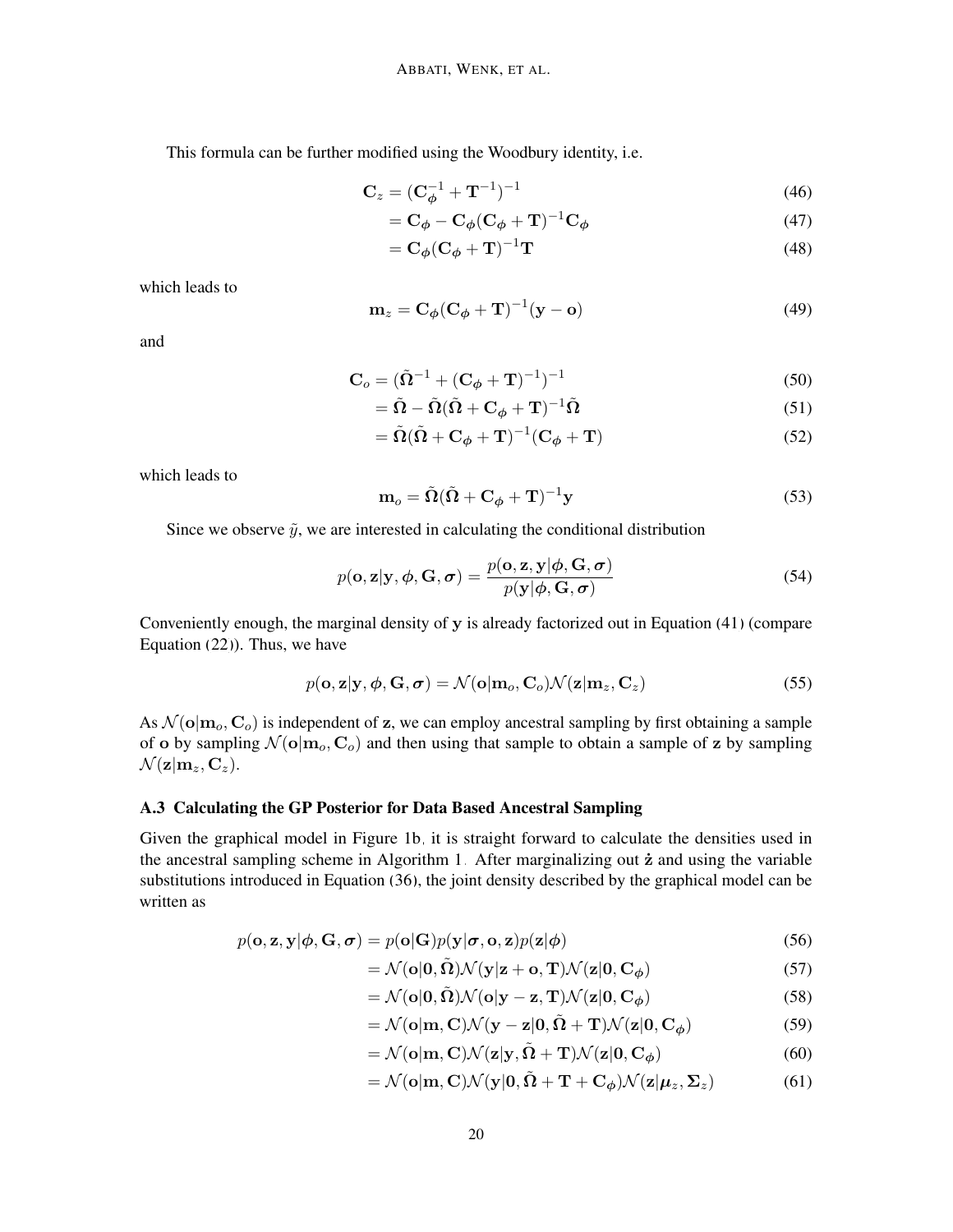This formula can be further modified using the Woodbury identity, i.e.

$$\mathbf{C}_z = (\mathbf{C}_{\boldsymbol{\phi}}^{-1} + \mathbf{T}^{-1})^{-1} \tag{46}$$

$$= \mathbf{C}_{\boldsymbol{\phi}} - \mathbf{C}_{\boldsymbol{\phi}}(\mathbf{C}_{\boldsymbol{\phi}} + \mathbf{T})^{-1}\mathbf{C}_{\boldsymbol{\phi}} \tag{47}$$

$$= \mathbf{C}_{\boldsymbol{\phi}}(\mathbf{C}_{\boldsymbol{\phi}} + \mathbf{T})^{-1}\mathbf{T} \tag{48}$$

which leads to

$$\mathbf{m}_z = \mathbf{C}_{\boldsymbol{\phi}}(\mathbf{C}_{\boldsymbol{\phi}} + \mathbf{T})^{-1}(\mathbf{y} - \mathbf{o}) \tag{49}$$

and

$$\mathbf{C}_o = (\tilde{\boldsymbol{\Omega}}^{-1} + (\mathbf{C}_{\boldsymbol{\phi}} + \mathbf{T})^{-1})^{-1} \tag{50}$$

$$= \tilde{\boldsymbol{\Omega}} - \tilde{\boldsymbol{\Omega}}(\tilde{\boldsymbol{\Omega}} + \mathbf{C}_{\boldsymbol{\phi}} + \mathbf{T})^{-1}\tilde{\boldsymbol{\Omega}} \tag{51}$$

$$= \tilde{\boldsymbol{\Omega}}(\tilde{\boldsymbol{\Omega}} + \mathbf{C}_{\boldsymbol{\phi}} + \mathbf{T})^{-1}(\mathbf{C}_{\boldsymbol{\phi}} + \mathbf{T}) \tag{52}$$

which leads to

$$\mathbf{m}_o = \tilde{\boldsymbol{\Omega}}(\tilde{\boldsymbol{\Omega}} + \mathbf{C}_{\boldsymbol{\phi}} + \mathbf{T})^{-1}\mathbf{y} \tag{53}$$

Since we observe $\tilde{y}$, we are interested in calculating the conditional distribution

$$p(\mathbf{o}, \mathbf{z}|\mathbf{y}, \boldsymbol{\phi}, \mathbf{G}, \boldsymbol{\sigma}) = \frac{p(\mathbf{o}, \mathbf{z}, \mathbf{y}|\boldsymbol{\phi}, \mathbf{G}, \boldsymbol{\sigma})}{p(\mathbf{y}|\boldsymbol{\phi}, \mathbf{G}, \boldsymbol{\sigma})} \tag{54}$$

Conveniently enough, the marginal density of $\mathbf{y}$ is already factorized out in Equation (41) (compare Equation (22)). Thus, we have

$$p(\mathbf{o}, \mathbf{z}|\mathbf{y}, \boldsymbol{\phi}, \mathbf{G}, \boldsymbol{\sigma}) = \mathcal{N}(\mathbf{o}|\mathbf{m}_o, \mathbf{C}_o)\mathcal{N}(\mathbf{z}|\mathbf{m}_z, \mathbf{C}_z) \tag{55}$$

As $\mathcal{N}(\mathbf{o}|\mathbf{m}_o, \mathbf{C}_o)$ is independent of $\mathbf{z}$, we can employ ancestral sampling by first obtaining a sample of $\mathbf{o}$ by sampling $\mathcal{N}(\mathbf{o}|\mathbf{m}_o, \mathbf{C}_o)$ and then using that sample to obtain a sample of $\mathbf{z}$ by sampling $\mathcal{N}(\mathbf{z}|\mathbf{m}_z, \mathbf{C}_z)$.

### A.3 Calculating the GP Posterior for Data Based Ancestral Sampling

Given the graphical model in Figure 1b, it is straight forward to calculate the densities used in the ancestral sampling scheme in Algorithm 1. After marginalizing out $\dot{\mathbf{z}}$ and using the variable substitutions introduced in Equation (36), the joint density described by the graphical model can be written as

$$p(\mathbf{o}, \mathbf{z}, \mathbf{y}|\boldsymbol{\phi}, \mathbf{G}, \boldsymbol{\sigma}) = p(\mathbf{o}|\mathbf{G})p(\mathbf{y}|\boldsymbol{\sigma}, \mathbf{o}, \mathbf{z})p(\mathbf{z}|\boldsymbol{\phi}) \tag{56}$$

$$= \mathcal{N}(\mathbf{o}|\mathbf{0}, \tilde{\boldsymbol{\Omega}})\mathcal{N}(\mathbf{y}|\mathbf{z} + \mathbf{o}, \mathbf{T})\mathcal{N}(\mathbf{z}|\mathbf{0}, \mathbf{C}_{\boldsymbol{\phi}}) \tag{57}$$

$$= \mathcal{N}(\mathbf{o}|\mathbf{0}, \tilde{\boldsymbol{\Omega}})\mathcal{N}(\mathbf{o}|\mathbf{y} - \mathbf{z}, \mathbf{T})\mathcal{N}(\mathbf{z}|\mathbf{0}, \mathbf{C}_{\boldsymbol{\phi}}) \tag{58}$$

$$= \mathcal{N}(\mathbf{o}|\mathbf{m}, \mathbf{C})\mathcal{N}(\mathbf{y} - \mathbf{z}|\mathbf{0}, \tilde{\boldsymbol{\Omega}} + \mathbf{T})\mathcal{N}(\mathbf{z}|\mathbf{0}, \mathbf{C}_{\boldsymbol{\phi}}) \tag{59}$$

$$= \mathcal{N}(\mathbf{o}|\mathbf{m}, \mathbf{C})\mathcal{N}(\mathbf{z}|\mathbf{y}, \tilde{\boldsymbol{\Omega}} + \mathbf{T})\mathcal{N}(\mathbf{z}|\mathbf{0}, \mathbf{C}_{\boldsymbol{\phi}}) \tag{60}$$

$$= \mathcal{N}(\mathbf{o}|\mathbf{m}, \mathbf{C})\mathcal{N}(\mathbf{y}|\mathbf{0}, \tilde{\boldsymbol{\Omega}} + \mathbf{T} + \mathbf{C}_{\boldsymbol{\phi}})\mathcal{N}(\mathbf{z}|\boldsymbol{\mu}_z, \boldsymbol{\Sigma}_z) \tag{61}$$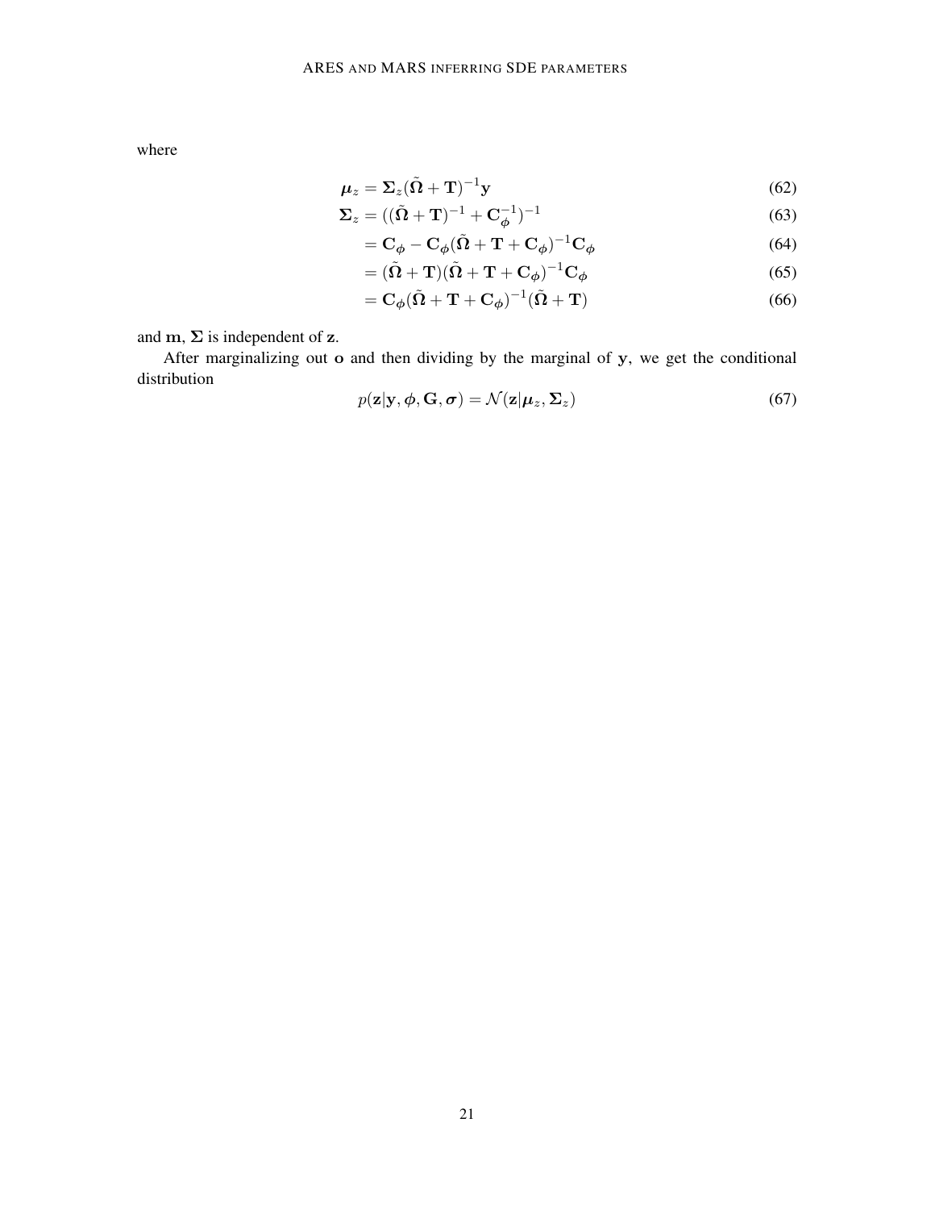where

$$
\boldsymbol{\mu}_z = \boldsymbol{\Sigma}_z(\tilde{\boldsymbol{\Omega}} + \mathbf{T})^{-1}\mathbf{y} \tag{62}
$$

$$
\begin{aligned}
\boldsymbol{\Sigma}_z &= ((\tilde{\boldsymbol{\Omega}} + \mathbf{T})^{-1} + \mathbf{C}_{\boldsymbol{\phi}}^{-1})^{-1} && (63)\\
&= \mathbf{C}_{\boldsymbol{\phi}} - \mathbf{C}_{\boldsymbol{\phi}}(\tilde{\boldsymbol{\Omega}} + \mathbf{T} + \mathbf{C}_{\boldsymbol{\phi}})^{-1}\mathbf{C}_{\boldsymbol{\phi}} && (64)\\
&= (\tilde{\boldsymbol{\Omega}} + \mathbf{T})(\tilde{\boldsymbol{\Omega}} + \mathbf{T} + \mathbf{C}_{\boldsymbol{\phi}})^{-1}\mathbf{C}_{\boldsymbol{\phi}} && (65)\\
&= \mathbf{C}_{\boldsymbol{\phi}}(\tilde{\boldsymbol{\Omega}} + \mathbf{T} + \mathbf{C}_{\boldsymbol{\phi}})^{-1}(\tilde{\boldsymbol{\Omega}} + \mathbf{T}) && (66)
\end{aligned}
$$

and $\mathbf{m}$, $\boldsymbol{\Sigma}$ is independent of $\mathbf{z}$.

After marginalizing out $\mathbf{o}$ and then dividing by the marginal of $\mathbf{y}$, we get the conditional distribution

$$
p(\mathbf{z}|\mathbf{y}, \boldsymbol{\phi}, \mathbf{G}, \boldsymbol{\sigma}) = \mathcal{N}(\mathbf{z}|\boldsymbol{\mu}_z, \boldsymbol{\Sigma}_z) \tag{67}
$$